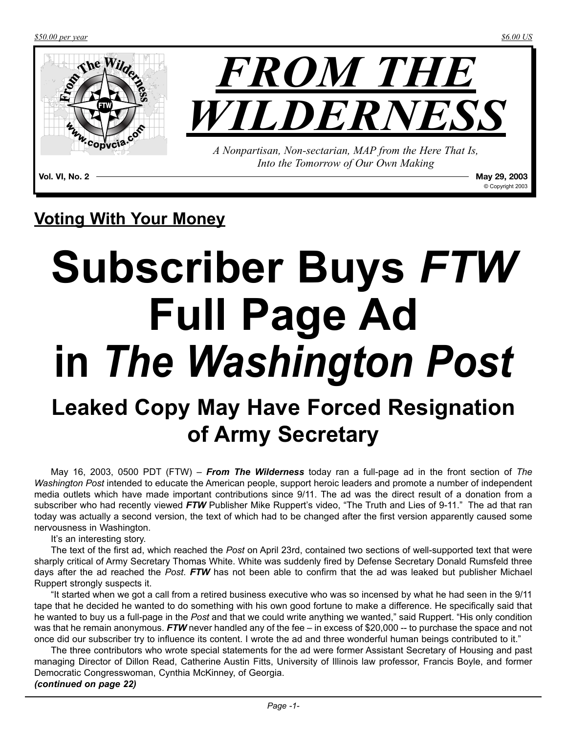$50.00 per year $6.00 US

# FROM THE WILDERNESS

*A Nonpartisan, Non-sectarian, MAP from the Here That Is, Into the Tomorrow of Our Own Making*

**Vol. VI, No. 2** **May 29, 2003**

© Copyright 2003

## Voting With Your Money

# Subscriber Buys *FTW* Full Page Ad in *The Washington Post*

## Leaked Copy May Have Forced Resignation of Army Secretary

May 16, 2003, 0500 PDT (FTW) – ***From The Wilderness*** today ran a full-page ad in the front section of *The Washington Post* intended to educate the American people, support heroic leaders and promote a number of independent media outlets which have made important contributions since 9/11. The ad was the direct result of a donation from a subscriber who had recently viewed ***FTW*** Publisher Mike Ruppert's video, "The Truth and Lies of 9-11." The ad that ran today was actually a second version, the text of which had to be changed after the first version apparently caused some nervousness in Washington.

It's an interesting story.

The text of the first ad, which reached the *Post* on April 23rd, contained two sections of well-supported text that were sharply critical of Army Secretary Thomas White. White was suddenly fired by Defense Secretary Donald Rumsfeld three days after the ad reached the *Post*. ***FTW*** has not been able to confirm that the ad was leaked but publisher Michael Ruppert strongly suspects it.

"It started when we got a call from a retired business executive who was so incensed by what he had seen in the 9/11 tape that he decided he wanted to do something with his own good fortune to make a difference. He specifically said that he wanted to buy us a full-page in the *Post* and that we could write anything we wanted," said Ruppert. "His only condition was that he remain anonymous. ***FTW*** never handled any of the fee – in excess of $20,000 -- to purchase the space and not once did our subscriber try to influence its content. I wrote the ad and three wonderful human beings contributed to it."

The three contributors who wrote special statements for the ad were former Assistant Secretary of Housing and past managing Director of Dillon Read, Catherine Austin Fitts, University of Illinois law professor, Francis Boyle, and former Democratic Congresswoman, Cynthia McKinney, of Georgia.

***(continued on page 22)***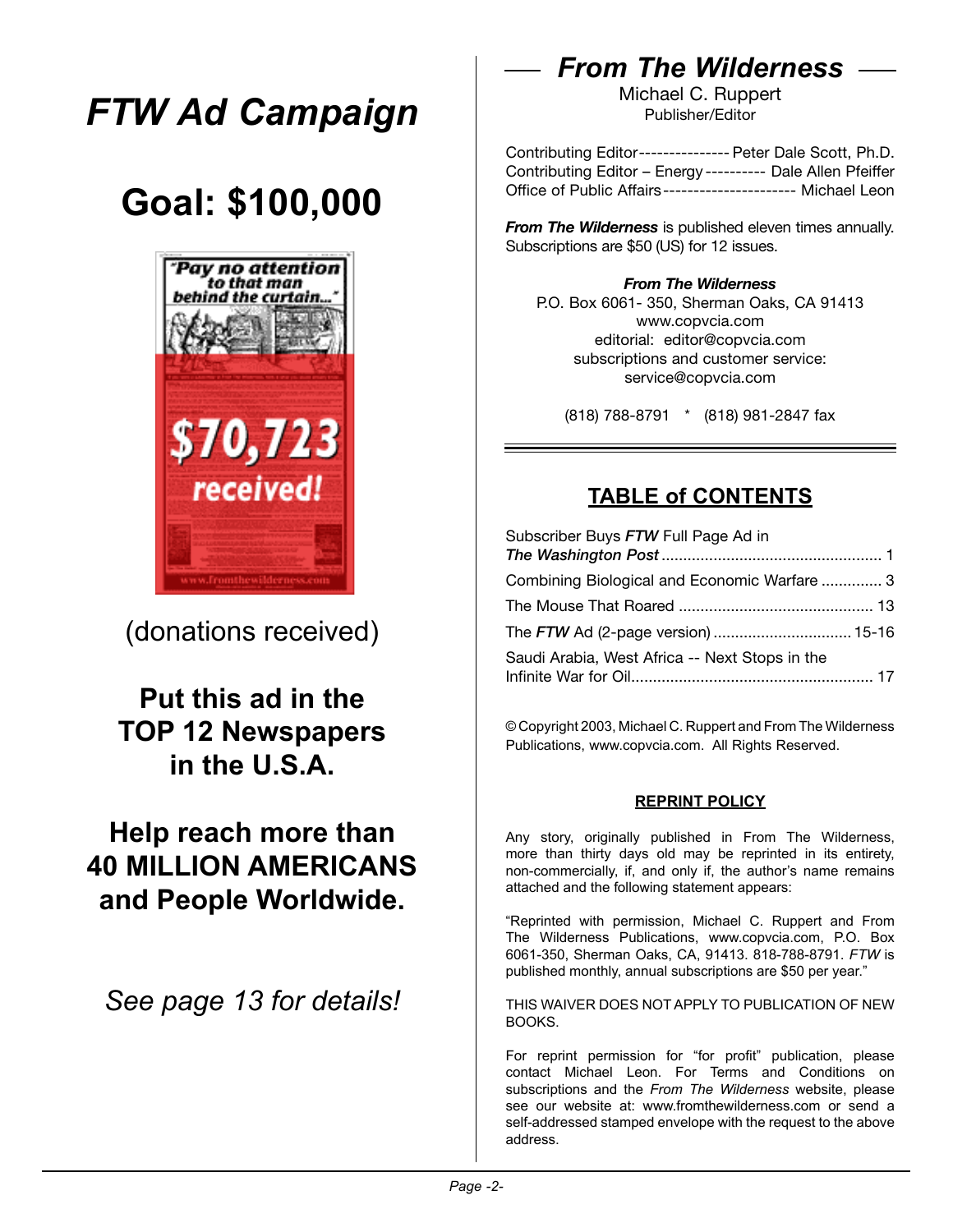# FTW Ad Campaign

## Goal: $100,000

(donations received)

**Put this ad in the TOP 12 Newspapers in the U.S.A.**

**Help reach more than 40 MILLION AMERICANS and People Worldwide.**

*See page 13 for details!*

## *From The Wilderness*

Michael C. Ruppert
Publisher/Editor

Contributing Editor --------------- Peter Dale Scott, Ph.D.
Contributing Editor – Energy ---------- Dale Allen Pfeiffer
Office of Public Affairs ---------------------- Michael Leon

***From The Wilderness*** is published eleven times annually. Subscriptions are $50 (US) for 12 issues.

***From The Wilderness***
P.O. Box 6061- 350, Sherman Oaks, CA 91413
www.copvcia.com
editorial: editor@copvcia.com
subscriptions and customer service:
service@copvcia.com

(818) 788-8791 * (818) 981-2847 fax

## TABLE of CONTENTS

Subscriber Buys ***FTW*** Full Page Ad in ***The Washington Post*** .......... 1
Combining Biological and Economic Warfare .......... 3
The Mouse That Roared .......... 13
The ***FTW*** Ad (2-page version) .......... 15-16
Saudi Arabia, West Africa -- Next Stops in the Infinite War for Oil .......... 17

© Copyright 2003, Michael C. Ruppert and From The Wilderness Publications, www.copvcia.com. All Rights Reserved.

### REPRINT POLICY

Any story, originally published in From The Wilderness, more than thirty days old may be reprinted in its entirety, non-commercially, if, and only if, the author's name remains attached and the following statement appears:

"Reprinted with permission, Michael C. Ruppert and From The Wilderness Publications, www.copvcia.com, P.O. Box 6061-350, Sherman Oaks, CA, 91413. 818-788-8791. *FTW* is published monthly, annual subscriptions are $50 per year."

THIS WAIVER DOES NOT APPLY TO PUBLICATION OF NEW BOOKS.

For reprint permission for "for profit" publication, please contact Michael Leon. For Terms and Conditions on subscriptions and the *From The Wilderness* website, please see our website at: www.fromthewilderness.com or send a self-addressed stamped envelope with the request to the above address.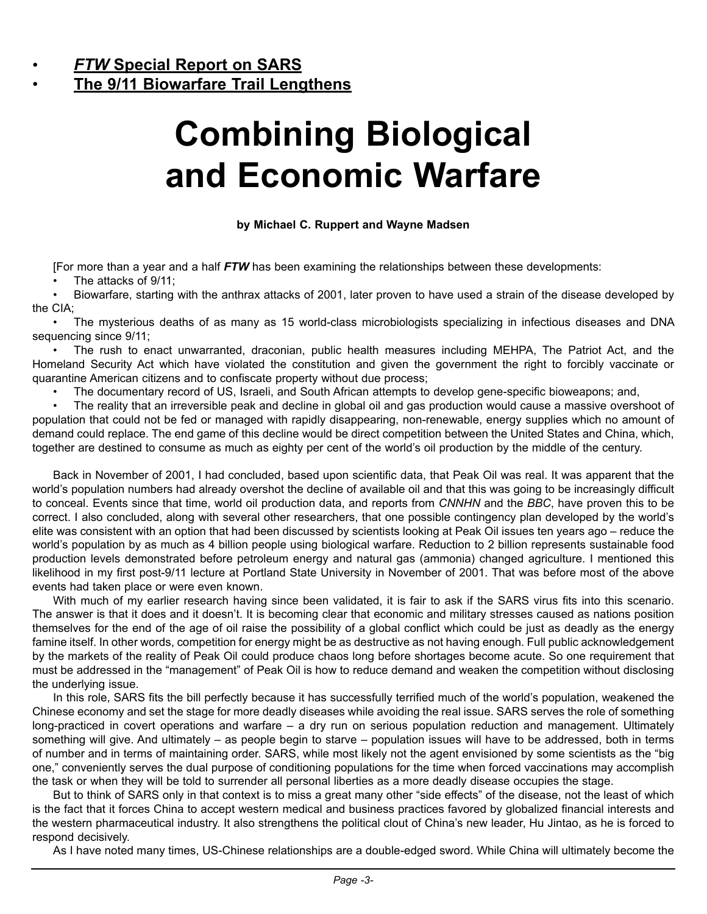- ***FTW* Special Report on SARS**
- **The 9/11 Biowarfare Trail Lengthens**

# Combining Biological and Economic Warfare

**by Michael C. Ruppert and Wayne Madsen**

[For more than a year and a half ***FTW*** has been examining the relationships between these developments:

- The attacks of 9/11;
- Biowarfare, starting with the anthrax attacks of 2001, later proven to have used a strain of the disease developed by the CIA;
- The mysterious deaths of as many as 15 world-class microbiologists specializing in infectious diseases and DNA sequencing since 9/11;
- The rush to enact unwarranted, draconian, public health measures including MEHPA, The Patriot Act, and the Homeland Security Act which have violated the constitution and given the government the right to forcibly vaccinate or quarantine American citizens and to confiscate property without due process;
- The documentary record of US, Israeli, and South African attempts to develop gene-specific bioweapons; and,
- The reality that an irreversible peak and decline in global oil and gas production would cause a massive overshoot of population that could not be fed or managed with rapidly disappearing, non-renewable, energy supplies which no amount of demand could replace. The end game of this decline would be direct competition between the United States and China, which, together are destined to consume as much as eighty per cent of the world's oil production by the middle of the century.

Back in November of 2001, I had concluded, based upon scientific data, that Peak Oil was real. It was apparent that the world's population numbers had already overshot the decline of available oil and that this was going to be increasingly difficult to conceal. Events since that time, world oil production data, and reports from *CNNHN* and the *BBC*, have proven this to be correct. I also concluded, along with several other researchers, that one possible contingency plan developed by the world's elite was consistent with an option that had been discussed by scientists looking at Peak Oil issues ten years ago – reduce the world's population by as much as 4 billion people using biological warfare. Reduction to 2 billion represents sustainable food production levels demonstrated before petroleum energy and natural gas (ammonia) changed agriculture. I mentioned this likelihood in my first post-9/11 lecture at Portland State University in November of 2001. That was before most of the above events had taken place or were even known.

With much of my earlier research having since been validated, it is fair to ask if the SARS virus fits into this scenario. The answer is that it does and it doesn't. It is becoming clear that economic and military stresses caused as nations position themselves for the end of the age of oil raise the possibility of a global conflict which could be just as deadly as the energy famine itself. In other words, competition for energy might be as destructive as not having enough. Full public acknowledgement by the markets of the reality of Peak Oil could produce chaos long before shortages become acute. So one requirement that must be addressed in the "management" of Peak Oil is how to reduce demand and weaken the competition without disclosing the underlying issue.

In this role, SARS fits the bill perfectly because it has successfully terrified much of the world's population, weakened the Chinese economy and set the stage for more deadly diseases while avoiding the real issue. SARS serves the role of something long-practiced in covert operations and warfare – a dry run on serious population reduction and management. Ultimately something will give. And ultimately – as people begin to starve – population issues will have to be addressed, both in terms of number and in terms of maintaining order. SARS, while most likely not the agent envisioned by some scientists as the "big one," conveniently serves the dual purpose of conditioning populations for the time when forced vaccinations may accomplish the task or when they will be told to surrender all personal liberties as a more deadly disease occupies the stage.

But to think of SARS only in that context is to miss a great many other "side effects" of the disease, not the least of which is the fact that it forces China to accept western medical and business practices favored by globalized financial interests and the western pharmaceutical industry. It also strengthens the political clout of China's new leader, Hu Jintao, as he is forced to respond decisively.

As I have noted many times, US-Chinese relationships are a double-edged sword. While China will ultimately become the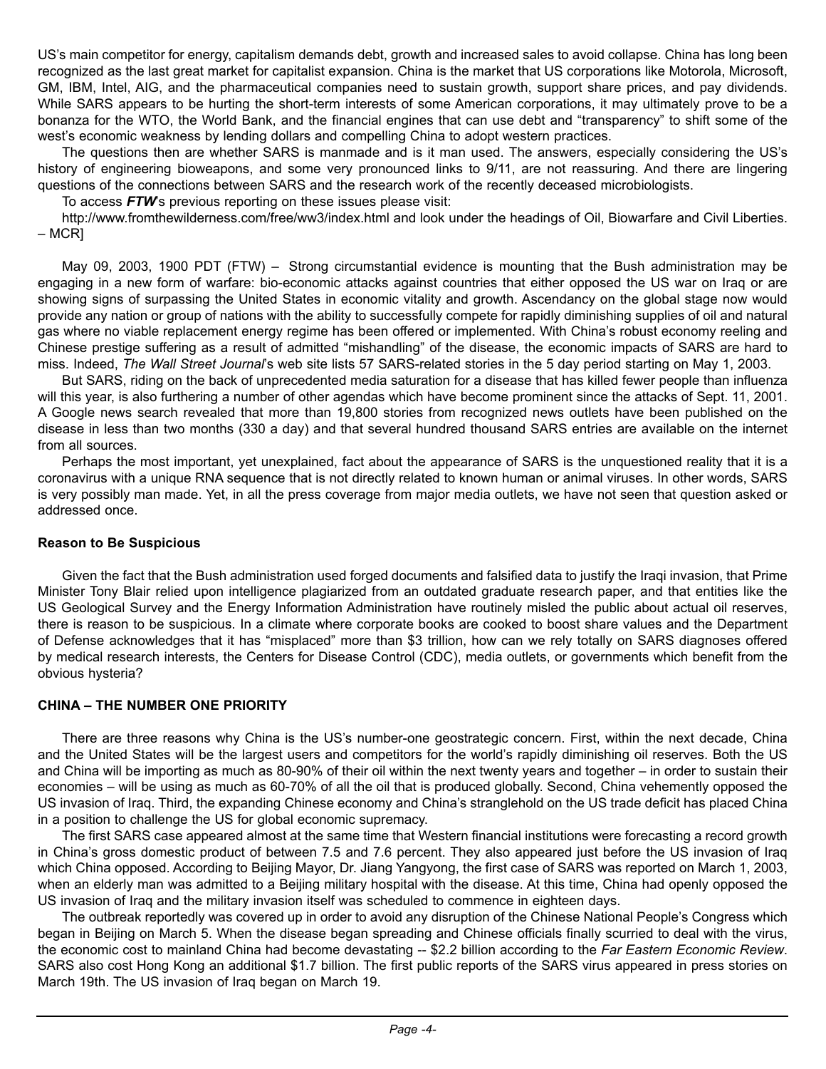US's main competitor for energy, capitalism demands debt, growth and increased sales to avoid collapse. China has long been recognized as the last great market for capitalist expansion. China is the market that US corporations like Motorola, Microsoft, GM, IBM, Intel, AIG, and the pharmaceutical companies need to sustain growth, support share prices, and pay dividends. While SARS appears to be hurting the short-term interests of some American corporations, it may ultimately prove to be a bonanza for the WTO, the World Bank, and the financial engines that can use debt and "transparency" to shift some of the west's economic weakness by lending dollars and compelling China to adopt western practices.

The questions then are whether SARS is manmade and is it man used. The answers, especially considering the US's history of engineering bioweapons, and some very pronounced links to 9/11, are not reassuring. And there are lingering questions of the connections between SARS and the research work of the recently deceased microbiologists.

To access ***FTW***'s previous reporting on these issues please visit:

http://www.fromthewilderness.com/free/ww3/index.html and look under the headings of Oil, Biowarfare and Civil Liberties. – MCR]

May 09, 2003, 1900 PDT (FTW) – Strong circumstantial evidence is mounting that the Bush administration may be engaging in a new form of warfare: bio-economic attacks against countries that either opposed the US war on Iraq or are showing signs of surpassing the United States in economic vitality and growth. Ascendancy on the global stage now would provide any nation or group of nations with the ability to successfully compete for rapidly diminishing supplies of oil and natural gas where no viable replacement energy regime has been offered or implemented. With China's robust economy reeling and Chinese prestige suffering as a result of admitted "mishandling" of the disease, the economic impacts of SARS are hard to miss. Indeed, *The Wall Street Journal*'s web site lists 57 SARS-related stories in the 5 day period starting on May 1, 2003.

But SARS, riding on the back of unprecedented media saturation for a disease that has killed fewer people than influenza will this year, is also furthering a number of other agendas which have become prominent since the attacks of Sept. 11, 2001. A Google news search revealed that more than 19,800 stories from recognized news outlets have been published on the disease in less than two months (330 a day) and that several hundred thousand SARS entries are available on the internet from all sources.

Perhaps the most important, yet unexplained, fact about the appearance of SARS is the unquestioned reality that it is a coronavirus with a unique RNA sequence that is not directly related to known human or animal viruses. In other words, SARS is very possibly man made. Yet, in all the press coverage from major media outlets, we have not seen that question asked or addressed once.

**Reason to Be Suspicious**

Given the fact that the Bush administration used forged documents and falsified data to justify the Iraqi invasion, that Prime Minister Tony Blair relied upon intelligence plagiarized from an outdated graduate research paper, and that entities like the US Geological Survey and the Energy Information Administration have routinely misled the public about actual oil reserves, there is reason to be suspicious. In a climate where corporate books are cooked to boost share values and the Department of Defense acknowledges that it has "misplaced" more than $3 trillion, how can we rely totally on SARS diagnoses offered by medical research interests, the Centers for Disease Control (CDC), media outlets, or governments which benefit from the obvious hysteria?

**CHINA – THE NUMBER ONE PRIORITY**

There are three reasons why China is the US's number-one geostrategic concern. First, within the next decade, China and the United States will be the largest users and competitors for the world's rapidly diminishing oil reserves. Both the US and China will be importing as much as 80-90% of their oil within the next twenty years and together – in order to sustain their economies – will be using as much as 60-70% of all the oil that is produced globally. Second, China vehemently opposed the US invasion of Iraq. Third, the expanding Chinese economy and China's stranglehold on the US trade deficit has placed China in a position to challenge the US for global economic supremacy.

The first SARS case appeared almost at the same time that Western financial institutions were forecasting a record growth in China's gross domestic product of between 7.5 and 7.6 percent. They also appeared just before the US invasion of Iraq which China opposed. According to Beijing Mayor, Dr. Jiang Yangyong, the first case of SARS was reported on March 1, 2003, when an elderly man was admitted to a Beijing military hospital with the disease. At this time, China had openly opposed the US invasion of Iraq and the military invasion itself was scheduled to commence in eighteen days.

The outbreak reportedly was covered up in order to avoid any disruption of the Chinese National People's Congress which began in Beijing on March 5. When the disease began spreading and Chinese officials finally scurried to deal with the virus, the economic cost to mainland China had become devastating -- $2.2 billion according to the *Far Eastern Economic Review*. SARS also cost Hong Kong an additional $1.7 billion. The first public reports of the SARS virus appeared in press stories on March 19th. The US invasion of Iraq began on March 19.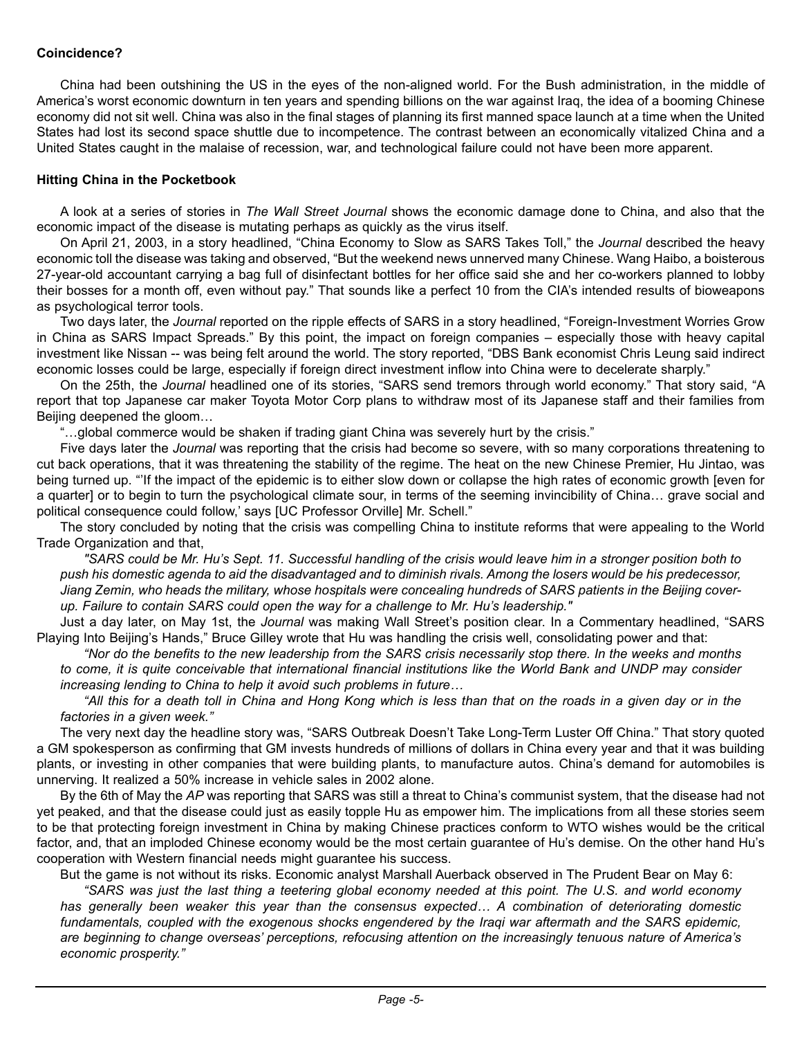**Coincidence?**

China had been outshining the US in the eyes of the non-aligned world. For the Bush administration, in the middle of America's worst economic downturn in ten years and spending billions on the war against Iraq, the idea of a booming Chinese economy did not sit well. China was also in the final stages of planning its first manned space launch at a time when the United States had lost its second space shuttle due to incompetence. The contrast between an economically vitalized China and a United States caught in the malaise of recession, war, and technological failure could not have been more apparent.

**Hitting China in the Pocketbook**

A look at a series of stories in *The Wall Street Journal* shows the economic damage done to China, and also that the economic impact of the disease is mutating perhaps as quickly as the virus itself.

On April 21, 2003, in a story headlined, "China Economy to Slow as SARS Takes Toll," the *Journal* described the heavy economic toll the disease was taking and observed, "But the weekend news unnerved many Chinese. Wang Haibo, a boisterous 27-year-old accountant carrying a bag full of disinfectant bottles for her office said she and her co-workers planned to lobby their bosses for a month off, even without pay." That sounds like a perfect 10 from the CIA's intended results of bioweapons as psychological terror tools.

Two days later, the *Journal* reported on the ripple effects of SARS in a story headlined, "Foreign-Investment Worries Grow in China as SARS Impact Spreads." By this point, the impact on foreign companies – especially those with heavy capital investment like Nissan -- was being felt around the world. The story reported, "DBS Bank economist Chris Leung said indirect economic losses could be large, especially if foreign direct investment inflow into China were to decelerate sharply."

On the 25th, the *Journal* headlined one of its stories, "SARS send tremors through world economy." That story said, "A report that top Japanese car maker Toyota Motor Corp plans to withdraw most of its Japanese staff and their families from Beijing deepened the gloom…

"…global commerce would be shaken if trading giant China was severely hurt by the crisis."

Five days later the *Journal* was reporting that the crisis had become so severe, with so many corporations threatening to cut back operations, that it was threatening the stability of the regime. The heat on the new Chinese Premier, Hu Jintao, was being turned up. "'If the impact of the epidemic is to either slow down or collapse the high rates of economic growth [even for a quarter] or to begin to turn the psychological climate sour, in terms of the seeming invincibility of China… grave social and political consequence could follow,' says [UC Professor Orville] Mr. Schell."

The story concluded by noting that the crisis was compelling China to institute reforms that were appealing to the World Trade Organization and that,

> *"SARS could be Mr. Hu's Sept. 11. Successful handling of the crisis would leave him in a stronger position both to push his domestic agenda to aid the disadvantaged and to diminish rivals. Among the losers would be his predecessor, Jiang Zemin, who heads the military, whose hospitals were concealing hundreds of SARS patients in the Beijing cover-up. Failure to contain SARS could open the way for a challenge to Mr. Hu's leadership."*

Just a day later, on May 1st, the *Journal* was making Wall Street's position clear. In a Commentary headlined, "SARS Playing Into Beijing's Hands," Bruce Gilley wrote that Hu was handling the crisis well, consolidating power and that:

> *"Nor do the benefits to the new leadership from the SARS crisis necessarily stop there. In the weeks and months to come, it is quite conceivable that international financial institutions like the World Bank and UNDP may consider increasing lending to China to help it avoid such problems in future…*
>
> *"All this for a death toll in China and Hong Kong which is less than that on the roads in a given day or in the factories in a given week."*

The very next day the headline story was, "SARS Outbreak Doesn't Take Long-Term Luster Off China." That story quoted a GM spokesperson as confirming that GM invests hundreds of millions of dollars in China every year and that it was building plants, or investing in other companies that were building plants, to manufacture autos. China's demand for automobiles is unnerving. It realized a 50% increase in vehicle sales in 2002 alone.

By the 6th of May the *AP* was reporting that SARS was still a threat to China's communist system, that the disease had not yet peaked, and that the disease could just as easily topple Hu as empower him. The implications from all these stories seem to be that protecting foreign investment in China by making Chinese practices conform to WTO wishes would be the critical factor, and, that an imploded Chinese economy would be the most certain guarantee of Hu's demise. On the other hand Hu's cooperation with Western financial needs might guarantee his success.

But the game is not without its risks. Economic analyst Marshall Auerback observed in The Prudent Bear on May 6:

> *"SARS was just the last thing a teetering global economy needed at this point. The U.S. and world economy has generally been weaker this year than the consensus expected… A combination of deteriorating domestic fundamentals, coupled with the exogenous shocks engendered by the Iraqi war aftermath and the SARS epidemic, are beginning to change overseas' perceptions, refocusing attention on the increasingly tenuous nature of America's economic prosperity."*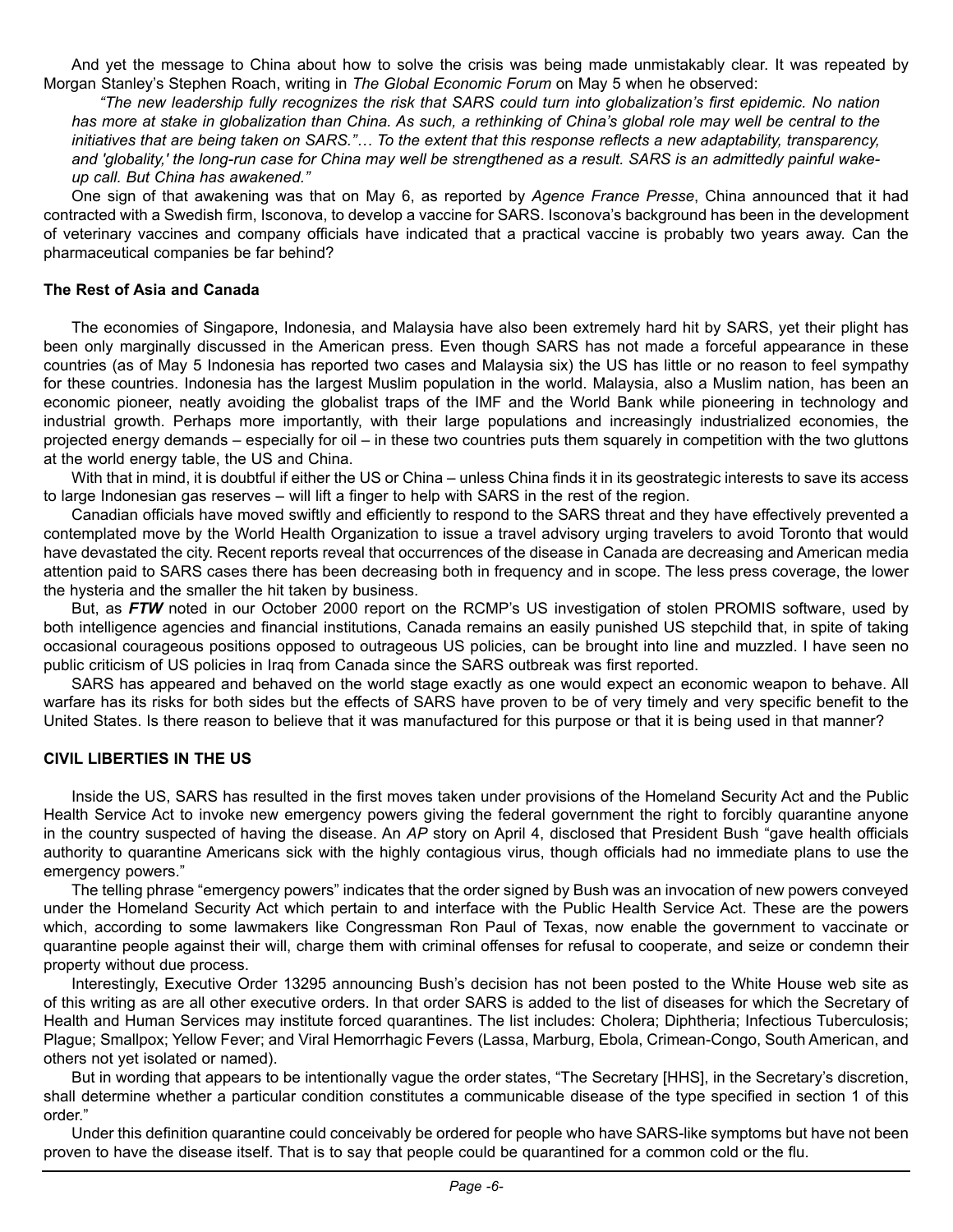And yet the message to China about how to solve the crisis was being made unmistakably clear. It was repeated by Morgan Stanley's Stephen Roach, writing in *The Global Economic Forum* on May 5 when he observed:

*"The new leadership fully recognizes the risk that SARS could turn into globalization's first epidemic. No nation has more at stake in globalization than China. As such, a rethinking of China's global role may well be central to the initiatives that are being taken on SARS."… To the extent that this response reflects a new adaptability, transparency, and 'globality,' the long-run case for China may well be strengthened as a result. SARS is an admittedly painful wake-up call. But China has awakened."*

One sign of that awakening was that on May 6, as reported by *Agence France Presse*, China announced that it had contracted with a Swedish firm, Isconova, to develop a vaccine for SARS. Isconova's background has been in the development of veterinary vaccines and company officials have indicated that a practical vaccine is probably two years away. Can the pharmaceutical companies be far behind?

**The Rest of Asia and Canada**

The economies of Singapore, Indonesia, and Malaysia have also been extremely hard hit by SARS, yet their plight has been only marginally discussed in the American press. Even though SARS has not made a forceful appearance in these countries (as of May 5 Indonesia has reported two cases and Malaysia six) the US has little or no reason to feel sympathy for these countries. Indonesia has the largest Muslim population in the world. Malaysia, also a Muslim nation, has been an economic pioneer, neatly avoiding the globalist traps of the IMF and the World Bank while pioneering in technology and industrial growth. Perhaps more importantly, with their large populations and increasingly industrialized economies, the projected energy demands – especially for oil – in these two countries puts them squarely in competition with the two gluttons at the world energy table, the US and China.

With that in mind, it is doubtful if either the US or China – unless China finds it in its geostrategic interests to save its access to large Indonesian gas reserves – will lift a finger to help with SARS in the rest of the region.

Canadian officials have moved swiftly and efficiently to respond to the SARS threat and they have effectively prevented a contemplated move by the World Health Organization to issue a travel advisory urging travelers to avoid Toronto that would have devastated the city. Recent reports reveal that occurrences of the disease in Canada are decreasing and American media attention paid to SARS cases there has been decreasing both in frequency and in scope. The less press coverage, the lower the hysteria and the smaller the hit taken by business.

But, as ***FTW*** noted in our October 2000 report on the RCMP's US investigation of stolen PROMIS software, used by both intelligence agencies and financial institutions, Canada remains an easily punished US stepchild that, in spite of taking occasional courageous positions opposed to outrageous US policies, can be brought into line and muzzled. I have seen no public criticism of US policies in Iraq from Canada since the SARS outbreak was first reported.

SARS has appeared and behaved on the world stage exactly as one would expect an economic weapon to behave. All warfare has its risks for both sides but the effects of SARS have proven to be of very timely and very specific benefit to the United States. Is there reason to believe that it was manufactured for this purpose or that it is being used in that manner?

**CIVIL LIBERTIES IN THE US**

Inside the US, SARS has resulted in the first moves taken under provisions of the Homeland Security Act and the Public Health Service Act to invoke new emergency powers giving the federal government the right to forcibly quarantine anyone in the country suspected of having the disease. An *AP* story on April 4, disclosed that President Bush "gave health officials authority to quarantine Americans sick with the highly contagious virus, though officials had no immediate plans to use the emergency powers."

The telling phrase "emergency powers" indicates that the order signed by Bush was an invocation of new powers conveyed under the Homeland Security Act which pertain to and interface with the Public Health Service Act. These are the powers which, according to some lawmakers like Congressman Ron Paul of Texas, now enable the government to vaccinate or quarantine people against their will, charge them with criminal offenses for refusal to cooperate, and seize or condemn their property without due process.

Interestingly, Executive Order 13295 announcing Bush's decision has not been posted to the White House web site as of this writing as are all other executive orders. In that order SARS is added to the list of diseases for which the Secretary of Health and Human Services may institute forced quarantines. The list includes: Cholera; Diphtheria; Infectious Tuberculosis; Plague; Smallpox; Yellow Fever; and Viral Hemorrhagic Fevers (Lassa, Marburg, Ebola, Crimean-Congo, South American, and others not yet isolated or named).

But in wording that appears to be intentionally vague the order states, "The Secretary [HHS], in the Secretary's discretion, shall determine whether a particular condition constitutes a communicable disease of the type specified in section 1 of this order."

Under this definition quarantine could conceivably be ordered for people who have SARS-like symptoms but have not been proven to have the disease itself. That is to say that people could be quarantined for a common cold or the flu.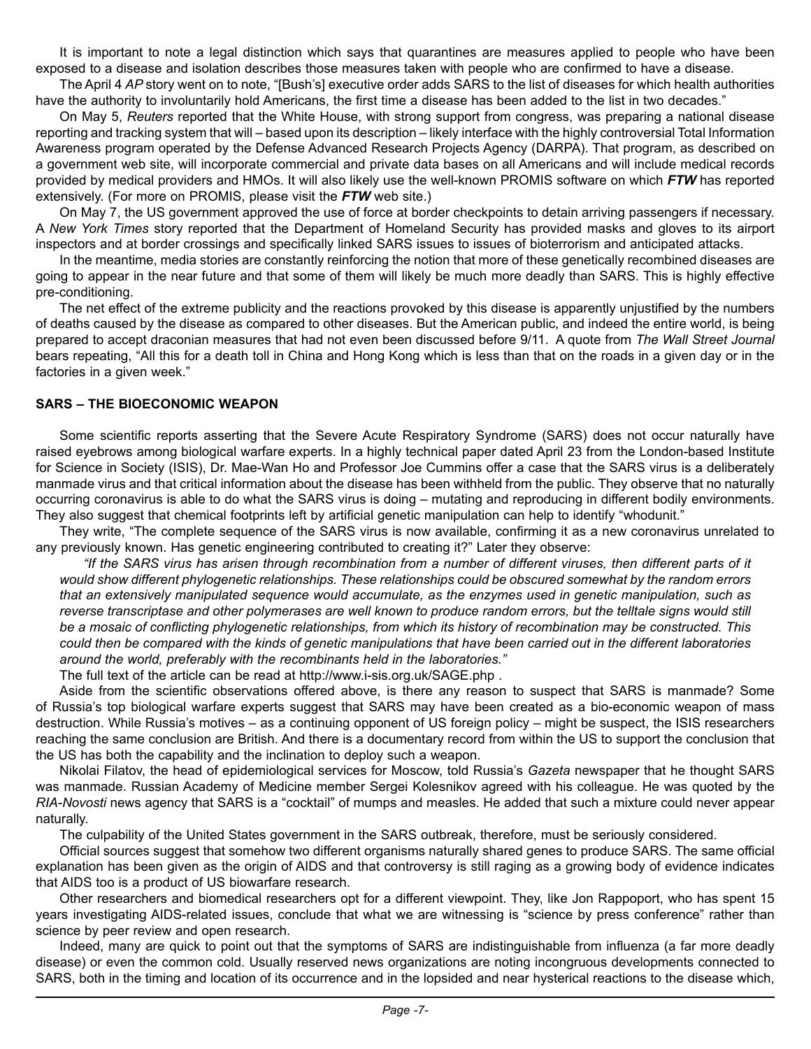It is important to note a legal distinction which says that quarantines are measures applied to people who have been exposed to a disease and isolation describes those measures taken with people who are confirmed to have a disease.

The April 4 *AP* story went on to note, "[Bush's] executive order adds SARS to the list of diseases for which health authorities have the authority to involuntarily hold Americans, the first time a disease has been added to the list in two decades."

On May 5, *Reuters* reported that the White House, with strong support from congress, was preparing a national disease reporting and tracking system that will – based upon its description – likely interface with the highly controversial Total Information Awareness program operated by the Defense Advanced Research Projects Agency (DARPA). That program, as described on a government web site, will incorporate commercial and private data bases on all Americans and will include medical records provided by medical providers and HMOs. It will also likely use the well-known PROMIS software on which ***FTW*** has reported extensively. (For more on PROMIS, please visit the ***FTW*** web site.)

On May 7, the US government approved the use of force at border checkpoints to detain arriving passengers if necessary. A *New York Times* story reported that the Department of Homeland Security has provided masks and gloves to its airport inspectors and at border crossings and specifically linked SARS issues to issues of bioterrorism and anticipated attacks.

In the meantime, media stories are constantly reinforcing the notion that more of these genetically recombined diseases are going to appear in the near future and that some of them will likely be much more deadly than SARS. This is highly effective pre-conditioning.

The net effect of the extreme publicity and the reactions provoked by this disease is apparently unjustified by the numbers of deaths caused by the disease as compared to other diseases. But the American public, and indeed the entire world, is being prepared to accept draconian measures that had not even been discussed before 9/11. A quote from *The Wall Street Journal* bears repeating, "All this for a death toll in China and Hong Kong which is less than that on the roads in a given day or in the factories in a given week."

**SARS – THE BIOECONOMIC WEAPON**

Some scientific reports asserting that the Severe Acute Respiratory Syndrome (SARS) does not occur naturally have raised eyebrows among biological warfare experts. In a highly technical paper dated April 23 from the London-based Institute for Science in Society (ISIS), Dr. Mae-Wan Ho and Professor Joe Cummins offer a case that the SARS virus is a deliberately manmade virus and that critical information about the disease has been withheld from the public. They observe that no naturally occurring coronavirus is able to do what the SARS virus is doing – mutating and reproducing in different bodily environments. They also suggest that chemical footprints left by artificial genetic manipulation can help to identify "whodunit."

They write, "The complete sequence of the SARS virus is now available, confirming it as a new coronavirus unrelated to any previously known. Has genetic engineering contributed to creating it?" Later they observe:

> *"If the SARS virus has arisen through recombination from a number of different viruses, then different parts of it would show different phylogenetic relationships. These relationships could be obscured somewhat by the random errors that an extensively manipulated sequence would accumulate, as the enzymes used in genetic manipulation, such as reverse transcriptase and other polymerases are well known to produce random errors, but the telltale signs would still be a mosaic of conflicting phylogenetic relationships, from which its history of recombination may be constructed. This could then be compared with the kinds of genetic manipulations that have been carried out in the different laboratories around the world, preferably with the recombinants held in the laboratories."*

The full text of the article can be read at http://www.i-sis.org.uk/SAGE.php .

Aside from the scientific observations offered above, is there any reason to suspect that SARS is manmade? Some of Russia's top biological warfare experts suggest that SARS may have been created as a bio-economic weapon of mass destruction. While Russia's motives – as a continuing opponent of US foreign policy – might be suspect, the ISIS researchers reaching the same conclusion are British. And there is a documentary record from within the US to support the conclusion that the US has both the capability and the inclination to deploy such a weapon.

Nikolai Filatov, the head of epidemiological services for Moscow, told Russia's *Gazeta* newspaper that he thought SARS was manmade. Russian Academy of Medicine member Sergei Kolesnikov agreed with his colleague. He was quoted by the *RIA-Novosti* news agency that SARS is a "cocktail" of mumps and measles. He added that such a mixture could never appear naturally.

The culpability of the United States government in the SARS outbreak, therefore, must be seriously considered.

Official sources suggest that somehow two different organisms naturally shared genes to produce SARS. The same official explanation has been given as the origin of AIDS and that controversy is still raging as a growing body of evidence indicates that AIDS too is a product of US biowarfare research.

Other researchers and biomedical researchers opt for a different viewpoint. They, like Jon Rappoport, who has spent 15 years investigating AIDS-related issues, conclude that what we are witnessing is "science by press conference" rather than science by peer review and open research.

Indeed, many are quick to point out that the symptoms of SARS are indistinguishable from influenza (a far more deadly disease) or even the common cold. Usually reserved news organizations are noting incongruous developments connected to SARS, both in the timing and location of its occurrence and in the lopsided and near hysterical reactions to the disease which,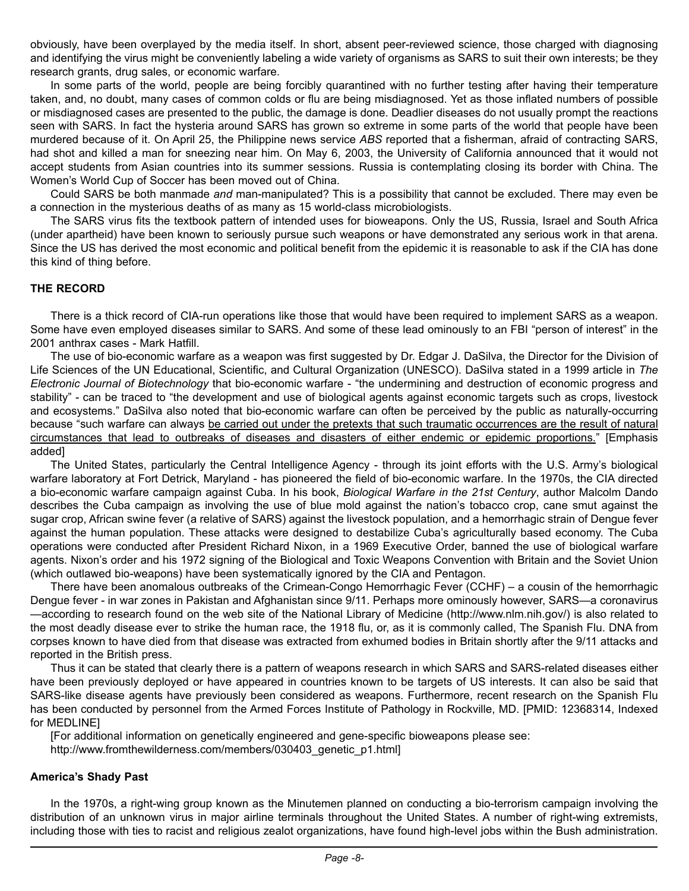obviously, have been overplayed by the media itself. In short, absent peer-reviewed science, those charged with diagnosing and identifying the virus might be conveniently labeling a wide variety of organisms as SARS to suit their own interests; be they research grants, drug sales, or economic warfare.

In some parts of the world, people are being forcibly quarantined with no further testing after having their temperature taken, and, no doubt, many cases of common colds or flu are being misdiagnosed. Yet as those inflated numbers of possible or misdiagnosed cases are presented to the public, the damage is done. Deadlier diseases do not usually prompt the reactions seen with SARS. In fact the hysteria around SARS has grown so extreme in some parts of the world that people have been murdered because of it. On April 25, the Philippine news service *ABS* reported that a fisherman, afraid of contracting SARS, had shot and killed a man for sneezing near him. On May 6, 2003, the University of California announced that it would not accept students from Asian countries into its summer sessions. Russia is contemplating closing its border with China. The Women's World Cup of Soccer has been moved out of China.

Could SARS be both manmade *and* man-manipulated? This is a possibility that cannot be excluded. There may even be a connection in the mysterious deaths of as many as 15 world-class microbiologists.

The SARS virus fits the textbook pattern of intended uses for bioweapons. Only the US, Russia, Israel and South Africa (under apartheid) have been known to seriously pursue such weapons or have demonstrated any serious work in that arena. Since the US has derived the most economic and political benefit from the epidemic it is reasonable to ask if the CIA has done this kind of thing before.

**THE RECORD**

There is a thick record of CIA-run operations like those that would have been required to implement SARS as a weapon. Some have even employed diseases similar to SARS. And some of these lead ominously to an FBI "person of interest" in the 2001 anthrax cases - Mark Hatfill.

The use of bio-economic warfare as a weapon was first suggested by Dr. Edgar J. DaSilva, the Director for the Division of Life Sciences of the UN Educational, Scientific, and Cultural Organization (UNESCO). DaSilva stated in a 1999 article in *The Electronic Journal of Biotechnology* that bio-economic warfare - "the undermining and destruction of economic progress and stability" - can be traced to "the development and use of biological agents against economic targets such as crops, livestock and ecosystems." DaSilva also noted that bio-economic warfare can often be perceived by the public as naturally-occurring because "such warfare can always <u>be carried out under the pretexts that such traumatic occurrences are the result of natural circumstances that lead to outbreaks of diseases and disasters of either endemic or epidemic proportions.</u>" [Emphasis added]

The United States, particularly the Central Intelligence Agency - through its joint efforts with the U.S. Army's biological warfare laboratory at Fort Detrick, Maryland - has pioneered the field of bio-economic warfare. In the 1970s, the CIA directed a bio-economic warfare campaign against Cuba. In his book, *Biological Warfare in the 21st Century*, author Malcolm Dando describes the Cuba campaign as involving the use of blue mold against the nation's tobacco crop, cane smut against the sugar crop, African swine fever (a relative of SARS) against the livestock population, and a hemorrhagic strain of Dengue fever against the human population. These attacks were designed to destabilize Cuba's agriculturally based economy. The Cuba operations were conducted after President Richard Nixon, in a 1969 Executive Order, banned the use of biological warfare agents. Nixon's order and his 1972 signing of the Biological and Toxic Weapons Convention with Britain and the Soviet Union (which outlawed bio-weapons) have been systematically ignored by the CIA and Pentagon.

There have been anomalous outbreaks of the Crimean-Congo Hemorrhagic Fever (CCHF) – a cousin of the hemorrhagic Dengue fever - in war zones in Pakistan and Afghanistan since 9/11. Perhaps more ominously however, SARS—a coronavirus —according to research found on the web site of the National Library of Medicine (http://www.nlm.nih.gov/) is also related to the most deadly disease ever to strike the human race, the 1918 flu, or, as it is commonly called, The Spanish Flu. DNA from corpses known to have died from that disease was extracted from exhumed bodies in Britain shortly after the 9/11 attacks and reported in the British press.

Thus it can be stated that clearly there is a pattern of weapons research in which SARS and SARS-related diseases either have been previously deployed or have appeared in countries known to be targets of US interests. It can also be said that SARS-like disease agents have previously been considered as weapons. Furthermore, recent research on the Spanish Flu has been conducted by personnel from the Armed Forces Institute of Pathology in Rockville, MD. [PMID: 12368314, Indexed for MEDLINE]

[For additional information on genetically engineered and gene-specific bioweapons please see:
http://www.fromthewilderness.com/members/030403_genetic_p1.html]

**America's Shady Past**

In the 1970s, a right-wing group known as the Minutemen planned on conducting a bio-terrorism campaign involving the distribution of an unknown virus in major airline terminals throughout the United States. A number of right-wing extremists, including those with ties to racist and religious zealot organizations, have found high-level jobs within the Bush administration.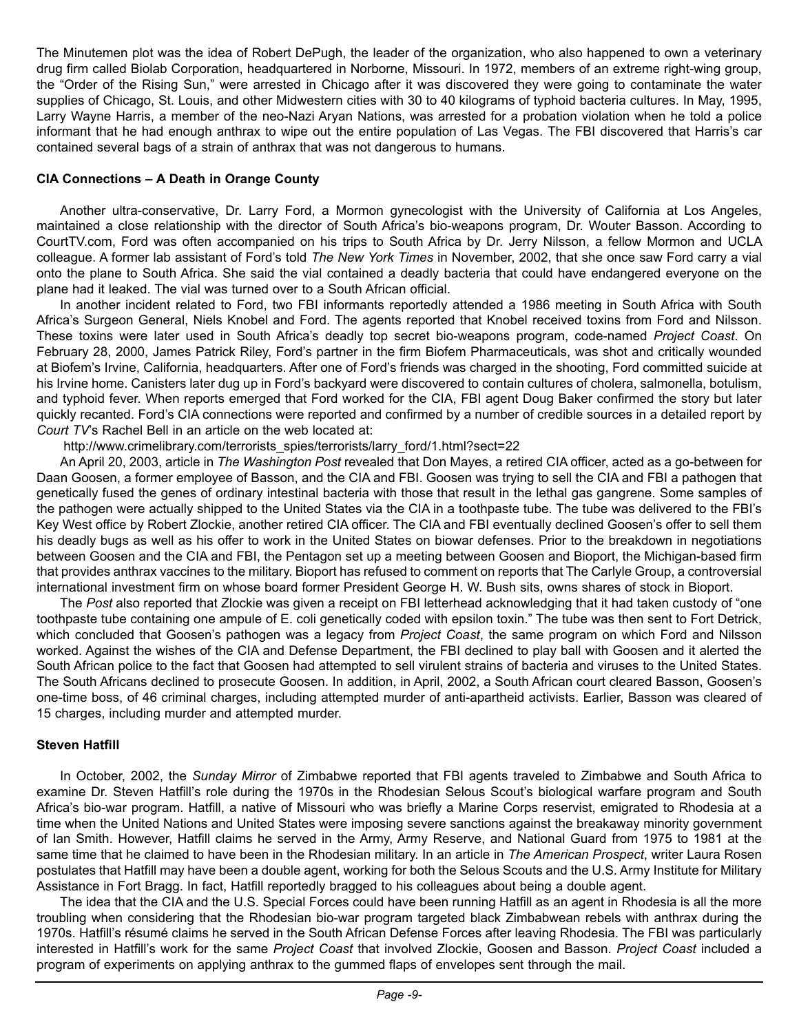The Minutemen plot was the idea of Robert DePugh, the leader of the organization, who also happened to own a veterinary drug firm called Biolab Corporation, headquartered in Norborne, Missouri. In 1972, members of an extreme right-wing group, the "Order of the Rising Sun," were arrested in Chicago after it was discovered they were going to contaminate the water supplies of Chicago, St. Louis, and other Midwestern cities with 30 to 40 kilograms of typhoid bacteria cultures. In May, 1995, Larry Wayne Harris, a member of the neo-Nazi Aryan Nations, was arrested for a probation violation when he told a police informant that he had enough anthrax to wipe out the entire population of Las Vegas. The FBI discovered that Harris's car contained several bags of a strain of anthrax that was not dangerous to humans.

**CIA Connections – A Death in Orange County**

Another ultra-conservative, Dr. Larry Ford, a Mormon gynecologist with the University of California at Los Angeles, maintained a close relationship with the director of South Africa's bio-weapons program, Dr. Wouter Basson. According to CourtTV.com, Ford was often accompanied on his trips to South Africa by Dr. Jerry Nilsson, a fellow Mormon and UCLA colleague. A former lab assistant of Ford's told *The New York Times* in November, 2002, that she once saw Ford carry a vial onto the plane to South Africa. She said the vial contained a deadly bacteria that could have endangered everyone on the plane had it leaked. The vial was turned over to a South African official.

In another incident related to Ford, two FBI informants reportedly attended a 1986 meeting in South Africa with South Africa's Surgeon General, Niels Knobel and Ford. The agents reported that Knobel received toxins from Ford and Nilsson. These toxins were later used in South Africa's deadly top secret bio-weapons program, code-named *Project Coast*. On February 28, 2000, James Patrick Riley, Ford's partner in the firm Biofem Pharmaceuticals, was shot and critically wounded at Biofem's Irvine, California, headquarters. After one of Ford's friends was charged in the shooting, Ford committed suicide at his Irvine home. Canisters later dug up in Ford's backyard were discovered to contain cultures of cholera, salmonella, botulism, and typhoid fever. When reports emerged that Ford worked for the CIA, FBI agent Doug Baker confirmed the story but later quickly recanted. Ford's CIA connections were reported and confirmed by a number of credible sources in a detailed report by *Court TV*'s Rachel Bell in an article on the web located at:

http://www.crimelibrary.com/terrorists_spies/terrorists/larry_ford/1.html?sect=22

An April 20, 2003, article in *The Washington Post* revealed that Don Mayes, a retired CIA officer, acted as a go-between for Daan Goosen, a former employee of Basson, and the CIA and FBI. Goosen was trying to sell the CIA and FBI a pathogen that genetically fused the genes of ordinary intestinal bacteria with those that result in the lethal gas gangrene. Some samples of the pathogen were actually shipped to the United States via the CIA in a toothpaste tube. The tube was delivered to the FBI's Key West office by Robert Zlockie, another retired CIA officer. The CIA and FBI eventually declined Goosen's offer to sell them his deadly bugs as well as his offer to work in the United States on biowar defenses. Prior to the breakdown in negotiations between Goosen and the CIA and FBI, the Pentagon set up a meeting between Goosen and Bioport, the Michigan-based firm that provides anthrax vaccines to the military. Bioport has refused to comment on reports that The Carlyle Group, a controversial international investment firm on whose board former President George H. W. Bush sits, owns shares of stock in Bioport.

The *Post* also reported that Zlockie was given a receipt on FBI letterhead acknowledging that it had taken custody of "one toothpaste tube containing one ampule of E. coli genetically coded with epsilon toxin." The tube was then sent to Fort Detrick, which concluded that Goosen's pathogen was a legacy from *Project Coast*, the same program on which Ford and Nilsson worked. Against the wishes of the CIA and Defense Department, the FBI declined to play ball with Goosen and it alerted the South African police to the fact that Goosen had attempted to sell virulent strains of bacteria and viruses to the United States. The South Africans declined to prosecute Goosen. In addition, in April, 2002, a South African court cleared Basson, Goosen's one-time boss, of 46 criminal charges, including attempted murder of anti-apartheid activists. Earlier, Basson was cleared of 15 charges, including murder and attempted murder.

**Steven Hatfill**

In October, 2002, the *Sunday Mirror* of Zimbabwe reported that FBI agents traveled to Zimbabwe and South Africa to examine Dr. Steven Hatfill's role during the 1970s in the Rhodesian Selous Scout's biological warfare program and South Africa's bio-war program. Hatfill, a native of Missouri who was briefly a Marine Corps reservist, emigrated to Rhodesia at a time when the United Nations and United States were imposing severe sanctions against the breakaway minority government of Ian Smith. However, Hatfill claims he served in the Army, Army Reserve, and National Guard from 1975 to 1981 at the same time that he claimed to have been in the Rhodesian military. In an article in *The American Prospect*, writer Laura Rosen postulates that Hatfill may have been a double agent, working for both the Selous Scouts and the U.S. Army Institute for Military Assistance in Fort Bragg. In fact, Hatfill reportedly bragged to his colleagues about being a double agent.

The idea that the CIA and the U.S. Special Forces could have been running Hatfill as an agent in Rhodesia is all the more troubling when considering that the Rhodesian bio-war program targeted black Zimbabwean rebels with anthrax during the 1970s. Hatfill's résumé claims he served in the South African Defense Forces after leaving Rhodesia. The FBI was particularly interested in Hatfill's work for the same *Project Coast* that involved Zlockie, Goosen and Basson. *Project Coast* included a program of experiments on applying anthrax to the gummed flaps of envelopes sent through the mail.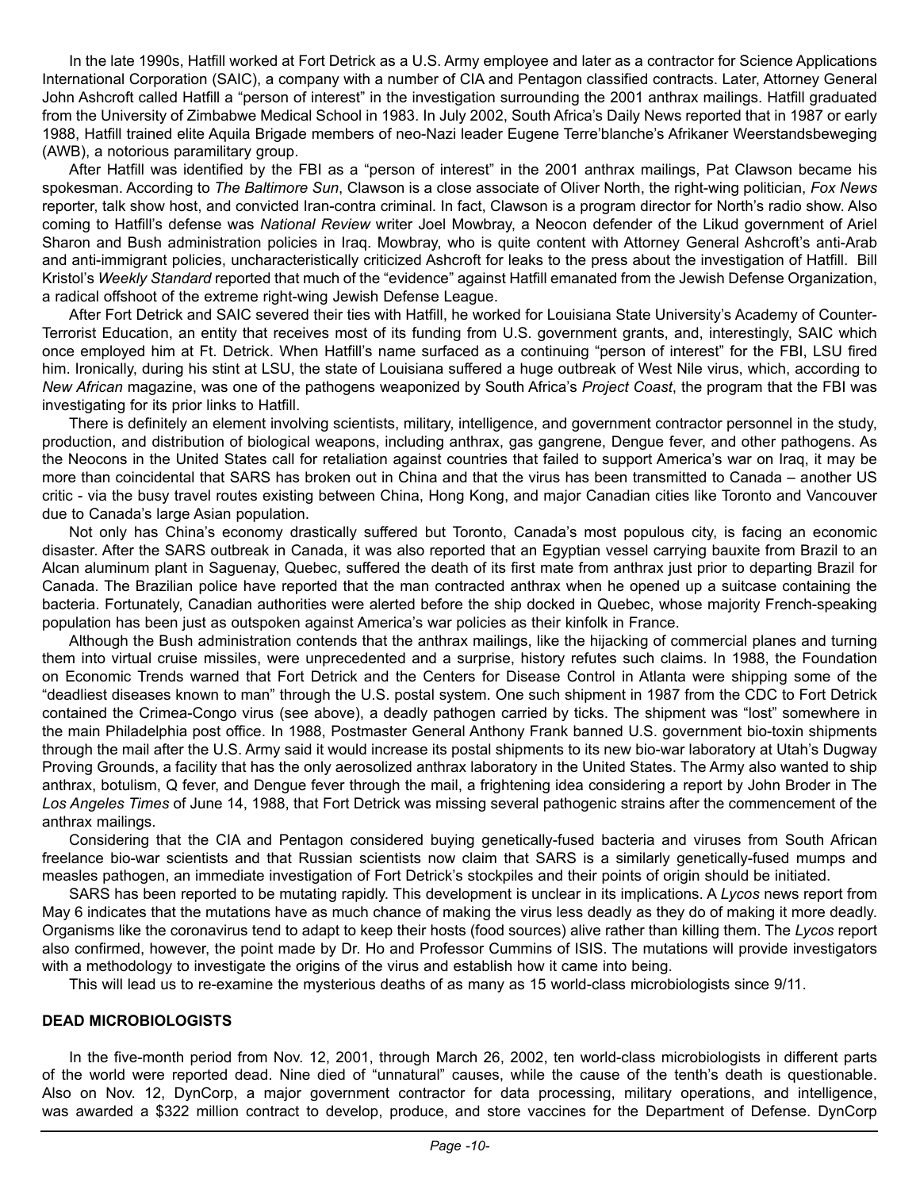In the late 1990s, Hatfill worked at Fort Detrick as a U.S. Army employee and later as a contractor for Science Applications International Corporation (SAIC), a company with a number of CIA and Pentagon classified contracts. Later, Attorney General John Ashcroft called Hatfill a "person of interest" in the investigation surrounding the 2001 anthrax mailings. Hatfill graduated from the University of Zimbabwe Medical School in 1983. In July 2002, South Africa's Daily News reported that in 1987 or early 1988, Hatfill trained elite Aquila Brigade members of neo-Nazi leader Eugene Terre'blanche's Afrikaner Weerstandsbeweging (AWB), a notorious paramilitary group.

After Hatfill was identified by the FBI as a "person of interest" in the 2001 anthrax mailings, Pat Clawson became his spokesman. According to *The Baltimore Sun*, Clawson is a close associate of Oliver North, the right-wing politician, *Fox News* reporter, talk show host, and convicted Iran-contra criminal. In fact, Clawson is a program director for North's radio show. Also coming to Hatfill's defense was *National Review* writer Joel Mowbray, a Neocon defender of the Likud government of Ariel Sharon and Bush administration policies in Iraq. Mowbray, who is quite content with Attorney General Ashcroft's anti-Arab and anti-immigrant policies, uncharacteristically criticized Ashcroft for leaks to the press about the investigation of Hatfill. Bill Kristol's *Weekly Standard* reported that much of the "evidence" against Hatfill emanated from the Jewish Defense Organization, a radical offshoot of the extreme right-wing Jewish Defense League.

After Fort Detrick and SAIC severed their ties with Hatfill, he worked for Louisiana State University's Academy of Counter-Terrorist Education, an entity that receives most of its funding from U.S. government grants, and, interestingly, SAIC which once employed him at Ft. Detrick. When Hatfill's name surfaced as a continuing "person of interest" for the FBI, LSU fired him. Ironically, during his stint at LSU, the state of Louisiana suffered a huge outbreak of West Nile virus, which, according to *New African* magazine, was one of the pathogens weaponized by South Africa's *Project Coast*, the program that the FBI was investigating for its prior links to Hatfill.

There is definitely an element involving scientists, military, intelligence, and government contractor personnel in the study, production, and distribution of biological weapons, including anthrax, gas gangrene, Dengue fever, and other pathogens. As the Neocons in the United States call for retaliation against countries that failed to support America's war on Iraq, it may be more than coincidental that SARS has broken out in China and that the virus has been transmitted to Canada – another US critic - via the busy travel routes existing between China, Hong Kong, and major Canadian cities like Toronto and Vancouver due to Canada's large Asian population.

Not only has China's economy drastically suffered but Toronto, Canada's most populous city, is facing an economic disaster. After the SARS outbreak in Canada, it was also reported that an Egyptian vessel carrying bauxite from Brazil to an Alcan aluminum plant in Saguenay, Quebec, suffered the death of its first mate from anthrax just prior to departing Brazil for Canada. The Brazilian police have reported that the man contracted anthrax when he opened up a suitcase containing the bacteria. Fortunately, Canadian authorities were alerted before the ship docked in Quebec, whose majority French-speaking population has been just as outspoken against America's war policies as their kinfolk in France.

Although the Bush administration contends that the anthrax mailings, like the hijacking of commercial planes and turning them into virtual cruise missiles, were unprecedented and a surprise, history refutes such claims. In 1988, the Foundation on Economic Trends warned that Fort Detrick and the Centers for Disease Control in Atlanta were shipping some of the "deadliest diseases known to man" through the U.S. postal system. One such shipment in 1987 from the CDC to Fort Detrick contained the Crimea-Congo virus (see above), a deadly pathogen carried by ticks. The shipment was "lost" somewhere in the main Philadelphia post office. In 1988, Postmaster General Anthony Frank banned U.S. government bio-toxin shipments through the mail after the U.S. Army said it would increase its postal shipments to its new bio-war laboratory at Utah's Dugway Proving Grounds, a facility that has the only aerosolized anthrax laboratory in the United States. The Army also wanted to ship anthrax, botulism, Q fever, and Dengue fever through the mail, a frightening idea considering a report by John Broder in The *Los Angeles Times* of June 14, 1988, that Fort Detrick was missing several pathogenic strains after the commencement of the anthrax mailings.

Considering that the CIA and Pentagon considered buying genetically-fused bacteria and viruses from South African freelance bio-war scientists and that Russian scientists now claim that SARS is a similarly genetically-fused mumps and measles pathogen, an immediate investigation of Fort Detrick's stockpiles and their points of origin should be initiated.

SARS has been reported to be mutating rapidly. This development is unclear in its implications. A *Lycos* news report from May 6 indicates that the mutations have as much chance of making the virus less deadly as they do of making it more deadly. Organisms like the coronavirus tend to adapt to keep their hosts (food sources) alive rather than killing them. The *Lycos* report also confirmed, however, the point made by Dr. Ho and Professor Cummins of ISIS. The mutations will provide investigators with a methodology to investigate the origins of the virus and establish how it came into being.

This will lead us to re-examine the mysterious deaths of as many as 15 world-class microbiologists since 9/11.

**DEAD MICROBIOLOGISTS**

In the five-month period from Nov. 12, 2001, through March 26, 2002, ten world-class microbiologists in different parts of the world were reported dead. Nine died of "unnatural" causes, while the cause of the tenth's death is questionable. Also on Nov. 12, DynCorp, a major government contractor for data processing, military operations, and intelligence, was awarded a $322 million contract to develop, produce, and store vaccines for the Department of Defense. DynCorp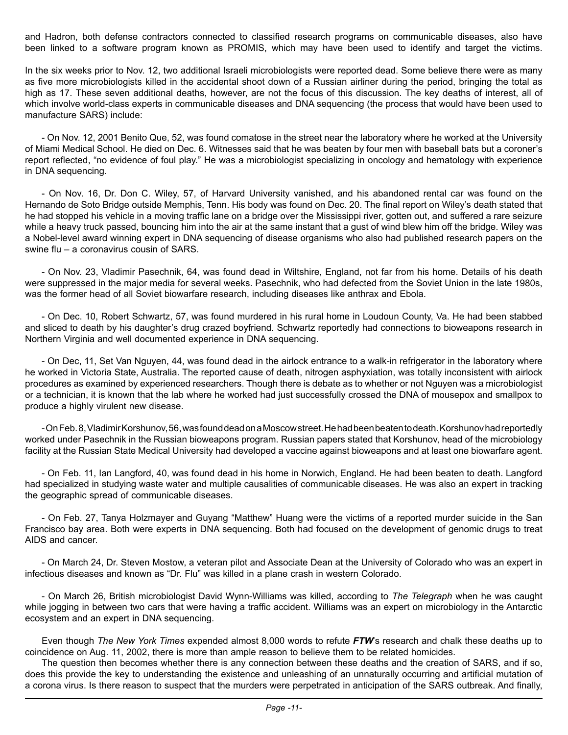and Hadron, both defense contractors connected to classified research programs on communicable diseases, also have been linked to a software program known as PROMIS, which may have been used to identify and target the victims.

In the six weeks prior to Nov. 12, two additional Israeli microbiologists were reported dead. Some believe there were as many as five more microbiologists killed in the accidental shoot down of a Russian airliner during the period, bringing the total as high as 17. These seven additional deaths, however, are not the focus of this discussion. The key deaths of interest, all of which involve world-class experts in communicable diseases and DNA sequencing (the process that would have been used to manufacture SARS) include:

- On Nov. 12, 2001 Benito Que, 52, was found comatose in the street near the laboratory where he worked at the University of Miami Medical School. He died on Dec. 6. Witnesses said that he was beaten by four men with baseball bats but a coroner's report reflected, "no evidence of foul play." He was a microbiologist specializing in oncology and hematology with experience in DNA sequencing.

- On Nov. 16, Dr. Don C. Wiley, 57, of Harvard University vanished, and his abandoned rental car was found on the Hernando de Soto Bridge outside Memphis, Tenn. His body was found on Dec. 20. The final report on Wiley's death stated that he had stopped his vehicle in a moving traffic lane on a bridge over the Mississippi river, gotten out, and suffered a rare seizure while a heavy truck passed, bouncing him into the air at the same instant that a gust of wind blew him off the bridge. Wiley was a Nobel-level award winning expert in DNA sequencing of disease organisms who also had published research papers on the swine flu – a coronavirus cousin of SARS.

- On Nov. 23, Vladimir Pasechnik, 64, was found dead in Wiltshire, England, not far from his home. Details of his death were suppressed in the major media for several weeks. Pasechnik, who had defected from the Soviet Union in the late 1980s, was the former head of all Soviet biowarfare research, including diseases like anthrax and Ebola.

- On Dec. 10, Robert Schwartz, 57, was found murdered in his rural home in Loudoun County, Va. He had been stabbed and sliced to death by his daughter's drug crazed boyfriend. Schwartz reportedly had connections to bioweapons research in Northern Virginia and well documented experience in DNA sequencing.

- On Dec, 11, Set Van Nguyen, 44, was found dead in the airlock entrance to a walk-in refrigerator in the laboratory where he worked in Victoria State, Australia. The reported cause of death, nitrogen asphyxiation, was totally inconsistent with airlock procedures as examined by experienced researchers. Though there is debate as to whether or not Nguyen was a microbiologist or a technician, it is known that the lab where he worked had just successfully crossed the DNA of mousepox and smallpox to produce a highly virulent new disease.

- On Feb. 8, Vladimir Korshunov, 56, was found dead on a Moscow street. He had been beaten to death. Korshunov had reportedly worked under Pasechnik in the Russian bioweapons program. Russian papers stated that Korshunov, head of the microbiology facility at the Russian State Medical University had developed a vaccine against bioweapons and at least one biowarfare agent.

- On Feb. 11, Ian Langford, 40, was found dead in his home in Norwich, England. He had been beaten to death. Langford had specialized in studying waste water and multiple causalities of communicable diseases. He was also an expert in tracking the geographic spread of communicable diseases.

- On Feb. 27, Tanya Holzmayer and Guyang "Matthew" Huang were the victims of a reported murder suicide in the San Francisco bay area. Both were experts in DNA sequencing. Both had focused on the development of genomic drugs to treat AIDS and cancer.

- On March 24, Dr. Steven Mostow, a veteran pilot and Associate Dean at the University of Colorado who was an expert in infectious diseases and known as "Dr. Flu" was killed in a plane crash in western Colorado.

- On March 26, British microbiologist David Wynn-Williams was killed, according to *The Telegraph* when he was caught while jogging in between two cars that were having a traffic accident. Williams was an expert on microbiology in the Antarctic ecosystem and an expert in DNA sequencing.

Even though *The New York Times* expended almost 8,000 words to refute ***FTW***'s research and chalk these deaths up to coincidence on Aug. 11, 2002, there is more than ample reason to believe them to be related homicides.

The question then becomes whether there is any connection between these deaths and the creation of SARS, and if so, does this provide the key to understanding the existence and unleashing of an unnaturally occurring and artificial mutation of a corona virus. Is there reason to suspect that the murders were perpetrated in anticipation of the SARS outbreak. And finally,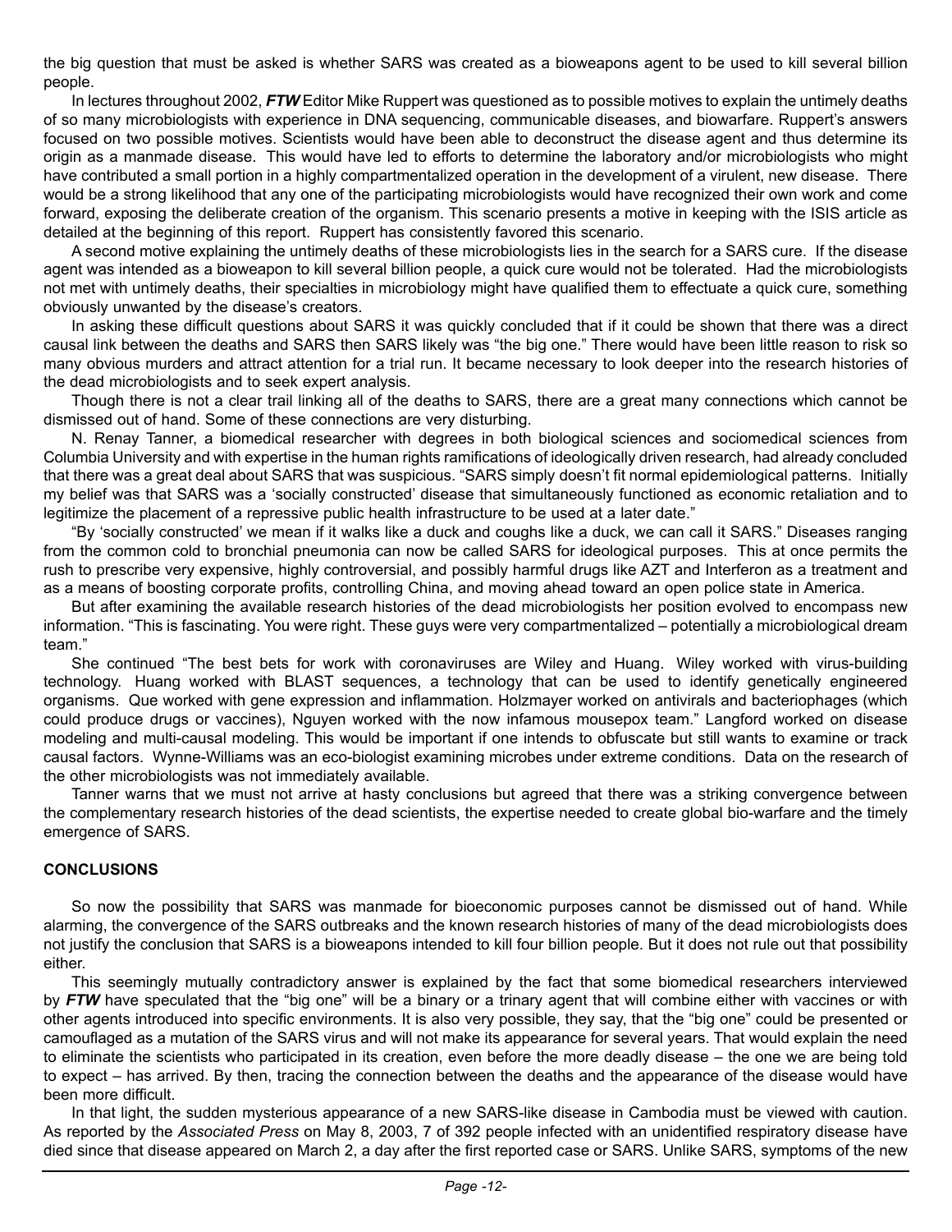the big question that must be asked is whether SARS was created as a bioweapons agent to be used to kill several billion people.

In lectures throughout 2002, ***FTW*** Editor Mike Ruppert was questioned as to possible motives to explain the untimely deaths of so many microbiologists with experience in DNA sequencing, communicable diseases, and biowarfare. Ruppert's answers focused on two possible motives. Scientists would have been able to deconstruct the disease agent and thus determine its origin as a manmade disease. This would have led to efforts to determine the laboratory and/or microbiologists who might have contributed a small portion in a highly compartmentalized operation in the development of a virulent, new disease. There would be a strong likelihood that any one of the participating microbiologists would have recognized their own work and come forward, exposing the deliberate creation of the organism. This scenario presents a motive in keeping with the ISIS article as detailed at the beginning of this report. Ruppert has consistently favored this scenario.

A second motive explaining the untimely deaths of these microbiologists lies in the search for a SARS cure. If the disease agent was intended as a bioweapon to kill several billion people, a quick cure would not be tolerated. Had the microbiologists not met with untimely deaths, their specialties in microbiology might have qualified them to effectuate a quick cure, something obviously unwanted by the disease's creators.

In asking these difficult questions about SARS it was quickly concluded that if it could be shown that there was a direct causal link between the deaths and SARS then SARS likely was "the big one." There would have been little reason to risk so many obvious murders and attract attention for a trial run. It became necessary to look deeper into the research histories of the dead microbiologists and to seek expert analysis.

Though there is not a clear trail linking all of the deaths to SARS, there are a great many connections which cannot be dismissed out of hand. Some of these connections are very disturbing.

N. Renay Tanner, a biomedical researcher with degrees in both biological sciences and sociomedical sciences from Columbia University and with expertise in the human rights ramifications of ideologically driven research, had already concluded that there was a great deal about SARS that was suspicious. "SARS simply doesn't fit normal epidemiological patterns. Initially my belief was that SARS was a 'socially constructed' disease that simultaneously functioned as economic retaliation and to legitimize the placement of a repressive public health infrastructure to be used at a later date."

"By 'socially constructed' we mean if it walks like a duck and coughs like a duck, we can call it SARS." Diseases ranging from the common cold to bronchial pneumonia can now be called SARS for ideological purposes. This at once permits the rush to prescribe very expensive, highly controversial, and possibly harmful drugs like AZT and Interferon as a treatment and as a means of boosting corporate profits, controlling China, and moving ahead toward an open police state in America.

But after examining the available research histories of the dead microbiologists her position evolved to encompass new information. "This is fascinating. You were right. These guys were very compartmentalized – potentially a microbiological dream team."

She continued "The best bets for work with coronaviruses are Wiley and Huang. Wiley worked with virus-building technology. Huang worked with BLAST sequences, a technology that can be used to identify genetically engineered organisms. Que worked with gene expression and inflammation. Holzmayer worked on antivirals and bacteriophages (which could produce drugs or vaccines), Nguyen worked with the now infamous mousepox team." Langford worked on disease modeling and multi-causal modeling. This would be important if one intends to obfuscate but still wants to examine or track causal factors. Wynne-Williams was an eco-biologist examining microbes under extreme conditions. Data on the research of the other microbiologists was not immediately available.

Tanner warns that we must not arrive at hasty conclusions but agreed that there was a striking convergence between the complementary research histories of the dead scientists, the expertise needed to create global bio-warfare and the timely emergence of SARS.

### CONCLUSIONS

So now the possibility that SARS was manmade for bioeconomic purposes cannot be dismissed out of hand. While alarming, the convergence of the SARS outbreaks and the known research histories of many of the dead microbiologists does not justify the conclusion that SARS is a bioweapons intended to kill four billion people. But it does not rule out that possibility either.

This seemingly mutually contradictory answer is explained by the fact that some biomedical researchers interviewed by ***FTW*** have speculated that the "big one" will be a binary or a trinary agent that will combine either with vaccines or with other agents introduced into specific environments. It is also very possible, they say, that the "big one" could be presented or camouflaged as a mutation of the SARS virus and will not make its appearance for several years. That would explain the need to eliminate the scientists who participated in its creation, even before the more deadly disease – the one we are being told to expect – has arrived. By then, tracing the connection between the deaths and the appearance of the disease would have been more difficult.

In that light, the sudden mysterious appearance of a new SARS-like disease in Cambodia must be viewed with caution. As reported by the *Associated Press* on May 8, 2003, 7 of 392 people infected with an unidentified respiratory disease have died since that disease appeared on March 2, a day after the first reported case or SARS. Unlike SARS, symptoms of the new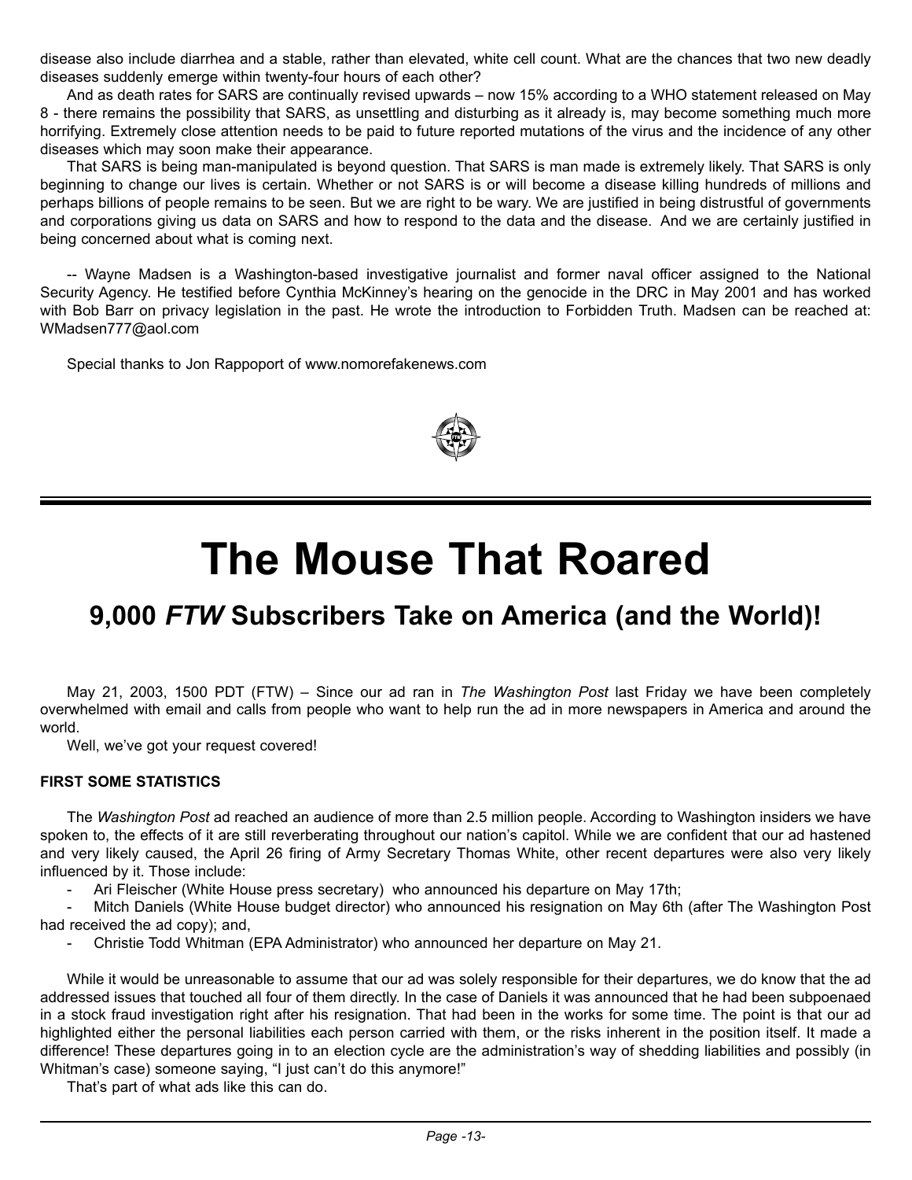disease also include diarrhea and a stable, rather than elevated, white cell count. What are the chances that two new deadly diseases suddenly emerge within twenty-four hours of each other?

And as death rates for SARS are continually revised upwards – now 15% according to a WHO statement released on May 8 - there remains the possibility that SARS, as unsettling and disturbing as it already is, may become something much more horrifying. Extremely close attention needs to be paid to future reported mutations of the virus and the incidence of any other diseases which may soon make their appearance.

That SARS is being man-manipulated is beyond question. That SARS is man made is extremely likely. That SARS is only beginning to change our lives is certain. Whether or not SARS is or will become a disease killing hundreds of millions and perhaps billions of people remains to be seen. But we are right to be wary. We are justified in being distrustful of governments and corporations giving us data on SARS and how to respond to the data and the disease. And we are certainly justified in being concerned about what is coming next.

-- Wayne Madsen is a Washington-based investigative journalist and former naval officer assigned to the National Security Agency. He testified before Cynthia McKinney's hearing on the genocide in the DRC in May 2001 and has worked with Bob Barr on privacy legislation in the past. He wrote the introduction to Forbidden Truth. Madsen can be reached at: WMadsen777@aol.com

Special thanks to Jon Rappoport of www.nomorefakenews.com

# The Mouse That Roared

## 9,000 *FTW* Subscribers Take on America (and the World)!

May 21, 2003, 1500 PDT (FTW) – Since our ad ran in *The Washington Post* last Friday we have been completely overwhelmed with email and calls from people who want to help run the ad in more newspapers in America and around the world.

Well, we've got your request covered!

**FIRST SOME STATISTICS**

The *Washington Post* ad reached an audience of more than 2.5 million people. According to Washington insiders we have spoken to, the effects of it are still reverberating throughout our nation's capitol. While we are confident that our ad hastened and very likely caused, the April 26 firing of Army Secretary Thomas White, other recent departures were also very likely influenced by it. Those include:

- Ari Fleischer (White House press secretary) who announced his departure on May 17th;
- Mitch Daniels (White House budget director) who announced his resignation on May 6th (after The Washington Post had received the ad copy); and,
- Christie Todd Whitman (EPA Administrator) who announced her departure on May 21.

While it would be unreasonable to assume that our ad was solely responsible for their departures, we do know that the ad addressed issues that touched all four of them directly. In the case of Daniels it was announced that he had been subpoenaed in a stock fraud investigation right after his resignation. That had been in the works for some time. The point is that our ad highlighted either the personal liabilities each person carried with them, or the risks inherent in the position itself. It made a difference! These departures going in to an election cycle are the administration's way of shedding liabilities and possibly (in Whitman's case) someone saying, "I just can't do this anymore!"

That's part of what ads like this can do.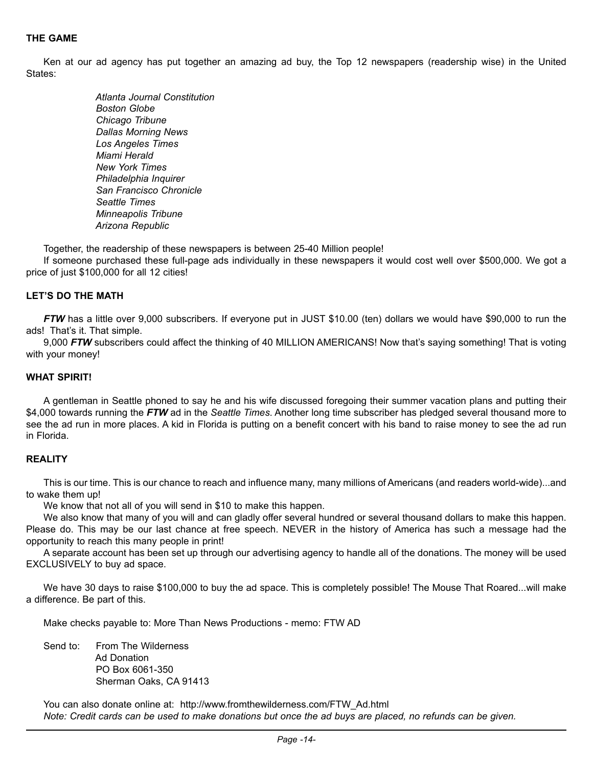**THE GAME**

Ken at our ad agency has put together an amazing ad buy, the Top 12 newspapers (readership wise) in the United States:

*Atlanta Journal Constitution*
*Boston Globe*
*Chicago Tribune*
*Dallas Morning News*
*Los Angeles Times*
*Miami Herald*
*New York Times*
*Philadelphia Inquirer*
*San Francisco Chronicle*
*Seattle Times*
*Minneapolis Tribune*
*Arizona Republic*

Together, the readership of these newspapers is between 25-40 Million people!

If someone purchased these full-page ads individually in these newspapers it would cost well over $500,000. We got a price of just $100,000 for all 12 cities!

**LET'S DO THE MATH**

***FTW*** has a little over 9,000 subscribers. If everyone put in JUST $10.00 (ten) dollars we would have $90,000 to run the ads! That's it. That simple.

9,000 ***FTW*** subscribers could affect the thinking of 40 MILLION AMERICANS! Now that's saying something! That is voting with your money!

**WHAT SPIRIT!**

A gentleman in Seattle phoned to say he and his wife discussed foregoing their summer vacation plans and putting their $4,000 towards running the ***FTW*** ad in the *Seattle Times*. Another long time subscriber has pledged several thousand more to see the ad run in more places. A kid in Florida is putting on a benefit concert with his band to raise money to see the ad run in Florida.

**REALITY**

This is our time. This is our chance to reach and influence many, many millions of Americans (and readers world-wide)...and to wake them up!

We know that not all of you will send in $10 to make this happen.

We also know that many of you will and can gladly offer several hundred or several thousand dollars to make this happen. Please do. This may be our last chance at free speech. NEVER in the history of America has such a message had the opportunity to reach this many people in print!

A separate account has been set up through our advertising agency to handle all of the donations. The money will be used EXCLUSIVELY to buy ad space.

We have 30 days to raise $100,000 to buy the ad space. This is completely possible! The Mouse That Roared...will make a difference. Be part of this.

Make checks payable to: More Than News Productions - memo: FTW AD

Send to: From The Wilderness
Ad Donation
PO Box 6061-350
Sherman Oaks, CA 91413

You can also donate online at: http://www.fromthewilderness.com/FTW_Ad.html

*Note: Credit cards can be used to make donations but once the ad buys are placed, no refunds can be given.*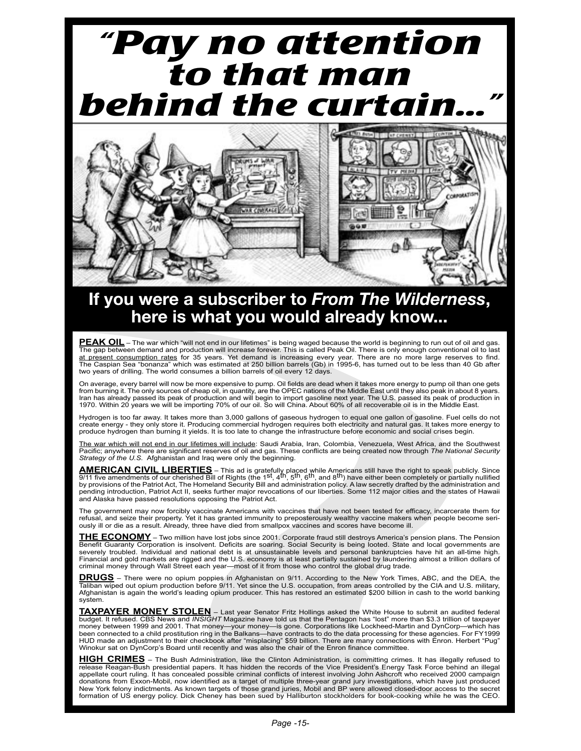# "Pay no attention to that man behind the curtain..."

## If you were a subscriber to *From The Wilderness*, here is what you would already know...

**PEAK OIL** – The war which "will not end in our lifetimes" is being waged because the world is beginning to run out of oil and gas. The gap between demand and production will increase forever. This is called Peak Oil. There is only enough conventional oil to last at present consumption rates for 35 years. Yet demand is increasing every year. There are no more large reserves to find. The Caspian Sea "bonanza" which was estimated at 250 billion barrels (Gb) in 1995-6, has turned out to be less than 40 Gb after two years of drilling. The world consumes a billion barrels of oil every 12 days.

On average, every barrel will now be more expensive to pump. Oil fields are dead when it takes more energy to pump oil than one gets from burning it. The only sources of cheap oil, in quantity, are the OPEC nations of the Middle East until they also peak in about 8 years. Iran has already passed its peak of production and will begin to import gasoline next year. The U.S. passed its peak of production in 1970. Within 20 years we will be importing 70% of our oil. So will China. About 60% of all recoverable oil is in the Middle East.

Hydrogen is too far away. It takes more than 3,000 gallons of gaseous hydrogen to equal one gallon of gasoline. Fuel cells do not create energy - they only store it. Producing commercial hydrogen requires both electricity and natural gas. It takes more energy to produce hydrogen than burning it yields. It is too late to change the infrastructure before economic and social crises begin.

The war which will not end in our lifetimes will include: Saudi Arabia, Iran, Colombia, Venezuela, West Africa, and the Southwest Pacific; anywhere there are significant reserves of oil and gas. These conflicts are being created now through *The National Security Strategy of the U.S.* Afghanistan and Iraq were only the beginning.

**AMERICAN CIVIL LIBERTIES** – This ad is gratefully placed while Americans still have the right to speak publicly. Since 9/11 five amendments of our cherished Bill of Rights (the 1st, 4th, 5th, 6th, and 8th) have either been completely or partially nullified by provisions of the Patriot Act, The Homeland Security Bill and administration policy. A law secretly drafted by the administration and pending introduction, Patriot Act II, seeks further major revocations of our liberties. Some 112 major cities and the states of Hawaii and Alaska have passed resolutions opposing the Patriot Act.

The government may now forcibly vaccinate Americans with vaccines that have not been tested for efficacy, incarcerate them for refusal, and seize their property. Yet it has granted immunity to preposterously wealthy vaccine makers when people become seriously ill or die as a result. Already, three have died from smallpox vaccines and scores have become ill.

**THE ECONOMY** – Two million have lost jobs since 2001. Corporate fraud still destroys America's pension plans. The Pension Benefit Guaranty Corporation is insolvent. Deficits are soaring. Social Security is being looted. State and local governments are severely troubled. Individual and national debt is at unsustainable levels and personal bankruptcies have hit an all-time high. Financial and gold markets are rigged and the U.S. economy is at least partially sustained by laundering almost a trillion dollars of criminal money through Wall Street each year—most of it from those who control the global drug trade.

**DRUGS** – There were no opium poppies in Afghanistan on 9/11. According to the New York Times, ABC, and the DEA, the Taliban wiped out opium production before 9/11. Yet since the U.S. occupation, from areas controlled by the CIA and U.S. military, Afghanistan is again the world's leading opium producer. This has restored an estimated $200 billion in cash to the world banking system.

**TAXPAYER MONEY STOLEN** – Last year Senator Fritz Hollings asked the White House to submit an audited federal budget. It refused. CBS News and *INSIGHT* Magazine have told us that the Pentagon has "lost" more than $3.3 trillion of taxpayer money between 1999 and 2001. That money—your money—is gone. Corporations like Lockheed-Martin and DynCorp—which has been connected to a child prostitution ring in the Balkans—have contracts to do the data processing for these agencies. For FY1999 HUD made an adjustment to their checkbook after "misplacing" $59 billion. There are many connections with Enron. Herbert "Pug" Winokur sat on DynCorp's Board until recently and was also the chair of the Enron finance committee.

**HIGH CRIMES** – The Bush Administration, like the Clinton Administration, is committing crimes. It has illegally refused to release Reagan-Bush presidential papers. It has hidden the records of the Vice President's Energy Task Force behind an illegal appellate court ruling. It has concealed possible criminal conflicts of interest involving John Ashcroft who received 2000 campaign donations from Exxon-Mobil, now identified as a target of multiple three-year grand jury investigations, which have just produced New York felony indictments. As known targets of those grand juries, Mobil and BP were allowed closed-door access to the secret formation of US energy policy. Dick Cheney has been sued by Halliburton stockholders for book-cooking while he was the CEO.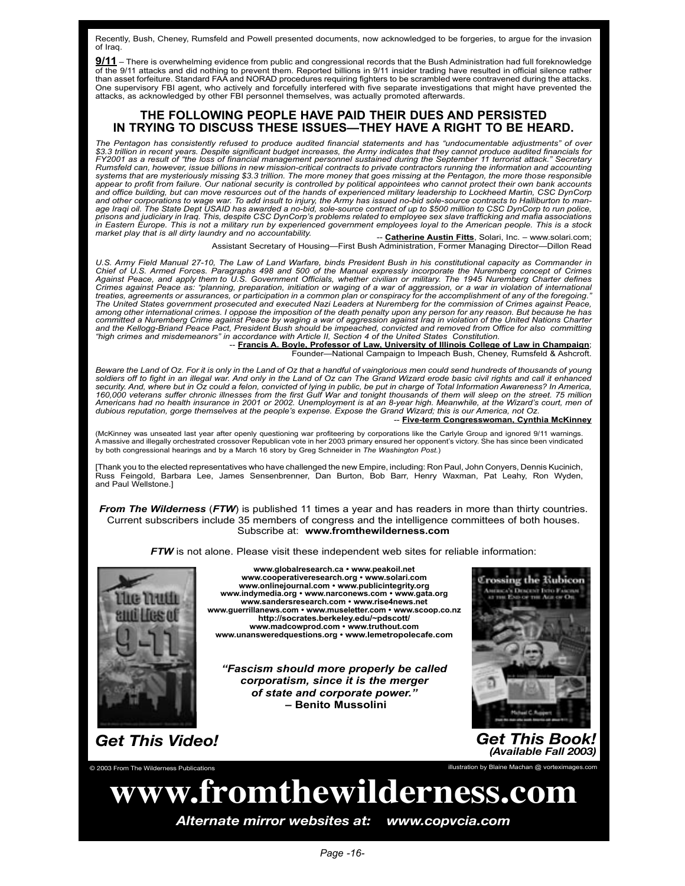Recently, Bush, Cheney, Rumsfeld and Powell presented documents, now acknowledged to be forgeries, to argue for the invasion of Iraq.

**9/11** – There is overwhelming evidence from public and congressional records that the Bush Administration had full foreknowledge of the 9/11 attacks and did nothing to prevent them. Reported billions in 9/11 insider trading have resulted in official silence rather than asset forfeiture. Standard FAA and NORAD procedures requiring fighters to be scrambled were contravened during the attacks. One supervisory FBI agent, who actively and forcefully interfered with five separate investigations that might have prevented the attacks, as acknowledged by other FBI personnel themselves, was actually promoted afterwards.

## THE FOLLOWING PEOPLE HAVE PAID THEIR DUES AND PERSISTED IN TRYING TO DISCUSS THESE ISSUES—THEY HAVE A RIGHT TO BE HEARD.

*The Pentagon has consistently refused to produce audited financial statements and has "undocumentable adjustments" of over $3.3 trillion in recent years. Despite significant budget increases, the Army indicates that they cannot produce audited financials for FY2001 as a result of "the loss of financial management personnel sustained during the September 11 terrorist attack." Secretary Rumsfeld can, however, issue billions in new mission-critical contracts to private contractors running the information and accounting systems that are mysteriously missing $3.3 trillion. The more money that goes missing at the Pentagon, the more those responsible appear to profit from failure. Our national security is controlled by political appointees who cannot protect their own bank accounts and office building, but can move resources out of the hands of experienced military leadership to Lockheed Martin, CSC DynCorp and other corporations to wage war. To add insult to injury, the Army has issued no-bid sole-source contracts to Halliburton to manage Iraqi oil. The State Dept USAID has awarded a no-bid, sole-source contract of up to $500 million to CSC DynCorp to run police, prisons and judiciary in Iraq. This, despite CSC DynCorp's problems related to employee sex slave trafficking and mafia associations in Eastern Europe. This is not a military run by experienced government employees loyal to the American people. This is a stock market play that is all dirty laundry and no accountability.*

-- **Catherine Austin Fitts**, Solari, Inc. – www.solari.com;
Assistant Secretary of Housing—First Bush Administration, Former Managing Director—Dillon Read

*U.S. Army Field Manual 27-10, The Law of Land Warfare, binds President Bush in his constitutional capacity as Commander in Chief of U.S. Armed Forces. Paragraphs 498 and 500 of the Manual expressly incorporate the Nuremberg concept of Crimes Against Peace, and apply them to U.S. Government Officials, whether civilian or military. The 1945 Nuremberg Charter defines Crimes against Peace as: "planning, preparation, initiation or waging of a war of aggression, or a war in violation of international treaties, agreements or assurances, or participation in a common plan or conspiracy for the accomplishment of any of the foregoing." The United States government prosecuted and executed Nazi Leaders at Nuremberg for the commission of Crimes against Peace, among other international crimes. I oppose the imposition of the death penalty upon any person for any reason. But because he has committed a Nuremberg Crime against Peace by waging a war of aggression against Iraq in violation of the United Nations Charter and the Kellogg-Briand Peace Pact, President Bush should be impeached, convicted and removed from Office for also committing "high crimes and misdemeanors" in accordance with Article II, Section 4 of the United States Constitution.*

-- **Francis A. Boyle, Professor of Law, University of Illinois College of Law in Champaign**;
Founder—National Campaign to Impeach Bush, Cheney, Rumsfeld & Ashcroft.

*Beware the Land of Oz. For it is only in the Land of Oz that a handful of vainglorious men could send hundreds of thousands of young soldiers off to fight in an illegal war. And only in the Land of Oz can The Grand Wizard erode basic civil rights and call it enhanced security. And, where but in Oz could a felon, convicted of lying in public, be put in charge of Total Information Awareness? In America, 160,000 veterans suffer chronic illnesses from the first Gulf War and tonight thousands of them will sleep on the street. 75 million Americans had no health insurance in 2001 or 2002. Unemployment is at an 8-year high. Meanwhile, at the Wizard's court, men of dubious reputation, gorge themselves at the people's expense. Expose the Grand Wizard; this is our America, not Oz.*

-- **Five-term Congresswoman, Cynthia McKinney**

(McKinney was unseated last year after openly questioning war profiteering by corporations like the Carlyle Group and ignored 9/11 warnings. A massive and illegally orchestrated crossover Republican vote in her 2003 primary ensured her opponent's victory. She has since been vindicated by both congressional hearings and by a March 16 story by Greg Schneider in *The Washington Post*.)

[Thank you to the elected representatives who have challenged the new Empire, including: Ron Paul, John Conyers, Dennis Kucinich, Russ Feingold, Barbara Lee, James Sensenbrenner, Dan Burton, Bob Barr, Henry Waxman, Pat Leahy, Ron Wyden, and Paul Wellstone.]

***From The Wilderness*** (***FTW***) is published 11 times a year and has readers in more than thirty countries. Current subscribers include 35 members of congress and the intelligence committees of both houses. Subscribe at: **www.fromthewilderness.com**

***FTW*** is not alone. Please visit these independent web sites for reliable information:

**www.globalresearch.ca • www.peakoil.net**
**www.cooperativeresearch.org • www.solari.com**
**www.onlinejournal.com • www.publicintegrity.org**
**www.indymedia.org • www.narconews.com • www.gata.org**
**www.sandersresearch.com • www.rise4news.net**
**www.guerrillanews.com • www.museletter.com • www.scoop.co.nz**
**http://socrates.berkeley.edu/~pdscott/**
**www.madcowprod.com • www.truthout.com**
**www.unansweredquestions.org • www.lemetropolecafe.com**

***"Fascism should more properly be called corporatism, since it is the merger of state and corporate power."***
**– Benito Mussolini**

***Get This Video!***

***Get This Book!***
***(Available Fall 2003)***

© 2003 From The Wilderness Publications

illustration by Blaine Machan @ vorteximages.com

# www.fromthewilderness.com

***Alternate mirror websites at: www.copvcia.com***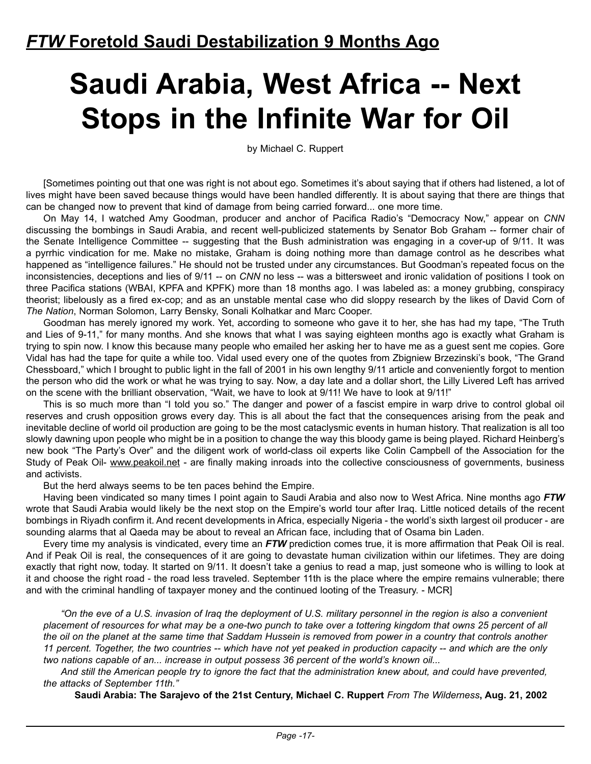## ***FTW*** **Foretold Saudi Destabilization 9 Months Ago**

# Saudi Arabia, West Africa -- Next Stops in the Infinite War for Oil

by Michael C. Ruppert

[Sometimes pointing out that one was right is not about ego. Sometimes it's about saying that if others had listened, a lot of lives might have been saved because things would have been handled differently. It is about saying that there are things that can be changed now to prevent that kind of damage from being carried forward... one more time.

On May 14, I watched Amy Goodman, producer and anchor of Pacifica Radio's "Democracy Now," appear on *CNN* discussing the bombings in Saudi Arabia, and recent well-publicized statements by Senator Bob Graham -- former chair of the Senate Intelligence Committee -- suggesting that the Bush administration was engaging in a cover-up of 9/11. It was a pyrrhic vindication for me. Make no mistake, Graham is doing nothing more than damage control as he describes what happened as "intelligence failures." He should not be trusted under any circumstances. But Goodman's repeated focus on the inconsistencies, deceptions and lies of 9/11 -- on *CNN* no less -- was a bittersweet and ironic validation of positions I took on three Pacifica stations (WBAI, KPFA and KPFK) more than 18 months ago. I was labeled as: a money grubbing, conspiracy theorist; libelously as a fired ex-cop; and as an unstable mental case who did sloppy research by the likes of David Corn of *The Nation*, Norman Solomon, Larry Bensky, Sonali Kolhatkar and Marc Cooper.

Goodman has merely ignored my work. Yet, according to someone who gave it to her, she has had my tape, "The Truth and Lies of 9-11," for many months. And she knows that what I was saying eighteen months ago is exactly what Graham is trying to spin now. I know this because many people who emailed her asking her to have me as a guest sent me copies. Gore Vidal has had the tape for quite a while too. Vidal used every one of the quotes from Zbigniew Brzezinski's book, "The Grand Chessboard," which I brought to public light in the fall of 2001 in his own lengthy 9/11 article and conveniently forgot to mention the person who did the work or what he was trying to say. Now, a day late and a dollar short, the Lilly Livered Left has arrived on the scene with the brilliant observation, "Wait, we have to look at 9/11! We have to look at 9/11!"

This is so much more than "I told you so." The danger and power of a fascist empire in warp drive to control global oil reserves and crush opposition grows every day. This is all about the fact that the consequences arising from the peak and inevitable decline of world oil production are going to be the most cataclysmic events in human history. That realization is all too slowly dawning upon people who might be in a position to change the way this bloody game is being played. Richard Heinberg's new book "The Party's Over" and the diligent work of world-class oil experts like Colin Campbell of the Association for the Study of Peak Oil- www.peakoil.net - are finally making inroads into the collective consciousness of governments, business and activists.

But the herd always seems to be ten paces behind the Empire.

Having been vindicated so many times I point again to Saudi Arabia and also now to West Africa. Nine months ago ***FTW*** wrote that Saudi Arabia would likely be the next stop on the Empire's world tour after Iraq. Little noticed details of the recent bombings in Riyadh confirm it. And recent developments in Africa, especially Nigeria - the world's sixth largest oil producer - are sounding alarms that al Qaeda may be about to reveal an African face, including that of Osama bin Laden.

Every time my analysis is vindicated, every time an ***FTW*** prediction comes true, it is more affirmation that Peak Oil is real. And if Peak Oil is real, the consequences of it are going to devastate human civilization within our lifetimes. They are doing exactly that right now, today. It started on 9/11. It doesn't take a genius to read a map, just someone who is willing to look at it and choose the right road - the road less traveled. September 11th is the place where the empire remains vulnerable; there and with the criminal handling of taxpayer money and the continued looting of the Treasury. - MCR]

> *"On the eve of a U.S. invasion of Iraq the deployment of U.S. military personnel in the region is also a convenient placement of resources for what may be a one-two punch to take over a tottering kingdom that owns 25 percent of all the oil on the planet at the same time that Saddam Hussein is removed from power in a country that controls another 11 percent. Together, the two countries -- which have not yet peaked in production capacity -- and which are the only two nations capable of an... increase in output possess 36 percent of the world's known oil...*
>
> *And still the American people try to ignore the fact that the administration knew about, and could have prevented, the attacks of September 11th."*
>
> **Saudi Arabia: The Sarajevo of the 21st Century, Michael C. Ruppert** *From The Wilderness***, Aug. 21, 2002**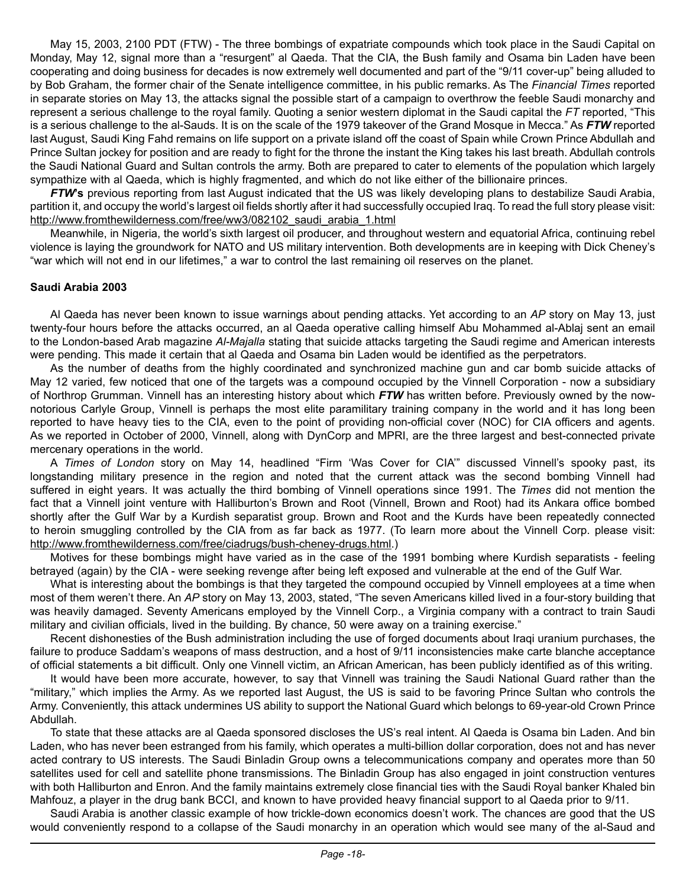May 15, 2003, 2100 PDT (FTW) - The three bombings of expatriate compounds which took place in the Saudi Capital on Monday, May 12, signal more than a "resurgent" al Qaeda. That the CIA, the Bush family and Osama bin Laden have been cooperating and doing business for decades is now extremely well documented and part of the "9/11 cover-up" being alluded to by Bob Graham, the former chair of the Senate intelligence committee, in his public remarks. As The *Financial Times* reported in separate stories on May 13, the attacks signal the possible start of a campaign to overthrow the feeble Saudi monarchy and represent a serious challenge to the royal family. Quoting a senior western diplomat in the Saudi capital the *FT* reported, "This is a serious challenge to the al-Sauds. It is on the scale of the 1979 takeover of the Grand Mosque in Mecca." As ***FTW*** reported last August, Saudi King Fahd remains on life support on a private island off the coast of Spain while Crown Prince Abdullah and Prince Sultan jockey for position and are ready to fight for the throne the instant the King takes his last breath. Abdullah controls the Saudi National Guard and Sultan controls the army. Both are prepared to cater to elements of the population which largely sympathize with al Qaeda, which is highly fragmented, and which do not like either of the billionaire princes.

***FTW*'s** previous reporting from last August indicated that the US was likely developing plans to destabilize Saudi Arabia, partition it, and occupy the world's largest oil fields shortly after it had successfully occupied Iraq. To read the full story please visit: http://www.fromthewilderness.com/free/ww3/082102_saudi_arabia_1.html

Meanwhile, in Nigeria, the world's sixth largest oil producer, and throughout western and equatorial Africa, continuing rebel violence is laying the groundwork for NATO and US military intervention. Both developments are in keeping with Dick Cheney's "war which will not end in our lifetimes," a war to control the last remaining oil reserves on the planet.

**Saudi Arabia 2003**

Al Qaeda has never been known to issue warnings about pending attacks. Yet according to an *AP* story on May 13, just twenty-four hours before the attacks occurred, an al Qaeda operative calling himself Abu Mohammed al-Ablaj sent an email to the London-based Arab magazine *Al-Majalla* stating that suicide attacks targeting the Saudi regime and American interests were pending. This made it certain that al Qaeda and Osama bin Laden would be identified as the perpetrators.

As the number of deaths from the highly coordinated and synchronized machine gun and car bomb suicide attacks of May 12 varied, few noticed that one of the targets was a compound occupied by the Vinnell Corporation - now a subsidiary of Northrop Grumman. Vinnell has an interesting history about which ***FTW*** has written before. Previously owned by the now-notorious Carlyle Group, Vinnell is perhaps the most elite paramilitary training company in the world and it has long been reported to have heavy ties to the CIA, even to the point of providing non-official cover (NOC) for CIA officers and agents. As we reported in October of 2000, Vinnell, along with DynCorp and MPRI, are the three largest and best-connected private mercenary operations in the world.

A *Times of London* story on May 14, headlined "Firm 'Was Cover for CIA'" discussed Vinnell's spooky past, its longstanding military presence in the region and noted that the current attack was the second bombing Vinnell had suffered in eight years. It was actually the third bombing of Vinnell operations since 1991. The *Times* did not mention the fact that a Vinnell joint venture with Halliburton's Brown and Root (Vinnell, Brown and Root) had its Ankara office bombed shortly after the Gulf War by a Kurdish separatist group. Brown and Root and the Kurds have been repeatedly connected to heroin smuggling controlled by the CIA from as far back as 1977. (To learn more about the Vinnell Corp. please visit: http://www.fromthewilderness.com/free/ciadrugs/bush-cheney-drugs.html.)

Motives for these bombings might have varied as in the case of the 1991 bombing where Kurdish separatists - feeling betrayed (again) by the CIA - were seeking revenge after being left exposed and vulnerable at the end of the Gulf War.

What is interesting about the bombings is that they targeted the compound occupied by Vinnell employees at a time when most of them weren't there. An *AP* story on May 13, 2003, stated, "The seven Americans killed lived in a four-story building that was heavily damaged. Seventy Americans employed by the Vinnell Corp., a Virginia company with a contract to train Saudi military and civilian officials, lived in the building. By chance, 50 were away on a training exercise."

Recent dishonesties of the Bush administration including the use of forged documents about Iraqi uranium purchases, the failure to produce Saddam's weapons of mass destruction, and a host of 9/11 inconsistencies make carte blanche acceptance of official statements a bit difficult. Only one Vinnell victim, an African American, has been publicly identified as of this writing.

It would have been more accurate, however, to say that Vinnell was training the Saudi National Guard rather than the "military," which implies the Army. As we reported last August, the US is said to be favoring Prince Sultan who controls the Army. Conveniently, this attack undermines US ability to support the National Guard which belongs to 69-year-old Crown Prince Abdullah.

To state that these attacks are al Qaeda sponsored discloses the US's real intent. Al Qaeda is Osama bin Laden. And bin Laden, who has never been estranged from his family, which operates a multi-billion dollar corporation, does not and has never acted contrary to US interests. The Saudi Binladin Group owns a telecommunications company and operates more than 50 satellites used for cell and satellite phone transmissions. The Binladin Group has also engaged in joint construction ventures with both Halliburton and Enron. And the family maintains extremely close financial ties with the Saudi Royal banker Khaled bin Mahfouz, a player in the drug bank BCCI, and known to have provided heavy financial support to al Qaeda prior to 9/11.

Saudi Arabia is another classic example of how trickle-down economics doesn't work. The chances are good that the US would conveniently respond to a collapse of the Saudi monarchy in an operation which would see many of the al-Saud and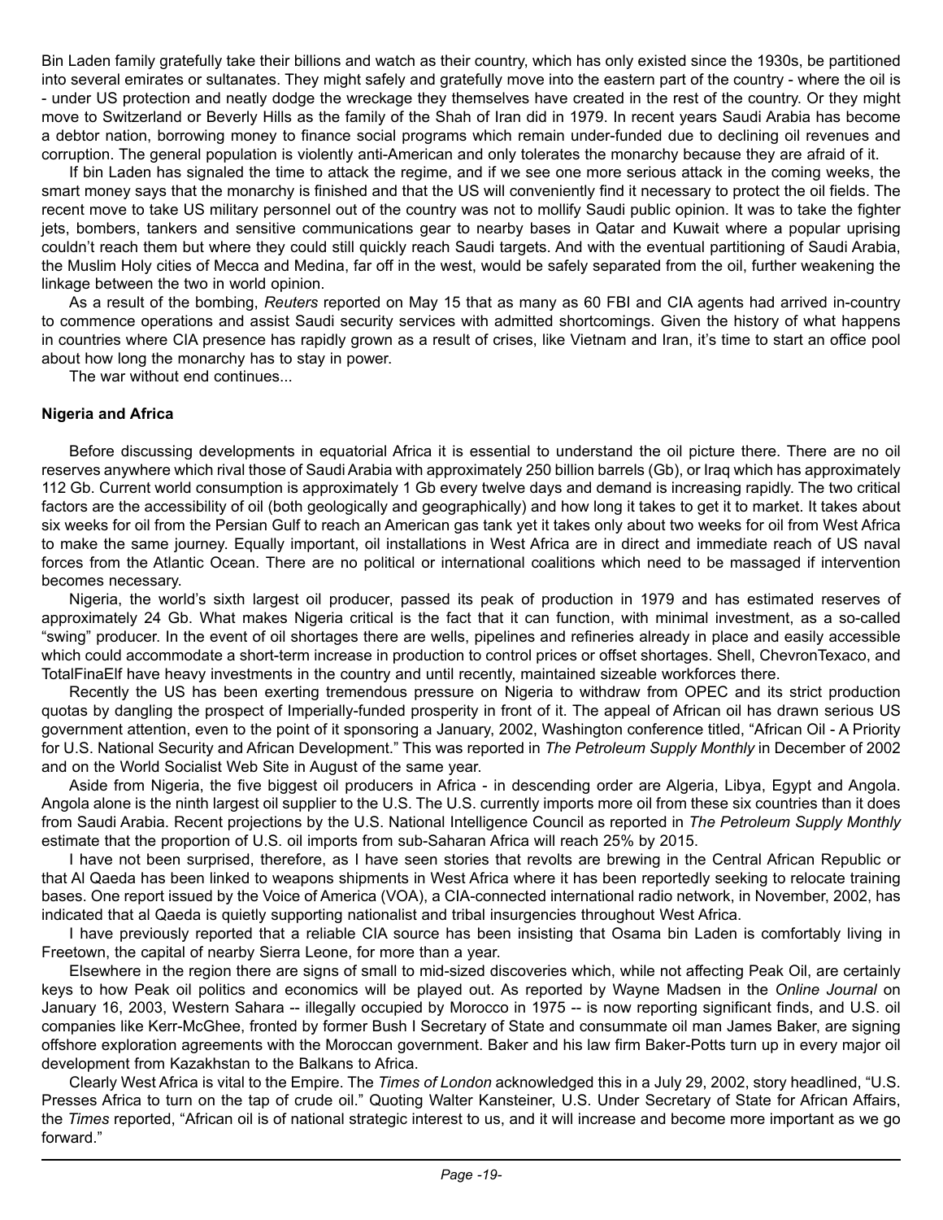Bin Laden family gratefully take their billions and watch as their country, which has only existed since the 1930s, be partitioned into several emirates or sultanates. They might safely and gratefully move into the eastern part of the country - where the oil is - under US protection and neatly dodge the wreckage they themselves have created in the rest of the country. Or they might move to Switzerland or Beverly Hills as the family of the Shah of Iran did in 1979. In recent years Saudi Arabia has become a debtor nation, borrowing money to finance social programs which remain under-funded due to declining oil revenues and corruption. The general population is violently anti-American and only tolerates the monarchy because they are afraid of it.

If bin Laden has signaled the time to attack the regime, and if we see one more serious attack in the coming weeks, the smart money says that the monarchy is finished and that the US will conveniently find it necessary to protect the oil fields. The recent move to take US military personnel out of the country was not to mollify Saudi public opinion. It was to take the fighter jets, bombers, tankers and sensitive communications gear to nearby bases in Qatar and Kuwait where a popular uprising couldn't reach them but where they could still quickly reach Saudi targets. And with the eventual partitioning of Saudi Arabia, the Muslim Holy cities of Mecca and Medina, far off in the west, would be safely separated from the oil, further weakening the linkage between the two in world opinion.

As a result of the bombing, *Reuters* reported on May 15 that as many as 60 FBI and CIA agents had arrived in-country to commence operations and assist Saudi security services with admitted shortcomings. Given the history of what happens in countries where CIA presence has rapidly grown as a result of crises, like Vietnam and Iran, it's time to start an office pool about how long the monarchy has to stay in power.

The war without end continues...

**Nigeria and Africa**

Before discussing developments in equatorial Africa it is essential to understand the oil picture there. There are no oil reserves anywhere which rival those of Saudi Arabia with approximately 250 billion barrels (Gb), or Iraq which has approximately 112 Gb. Current world consumption is approximately 1 Gb every twelve days and demand is increasing rapidly. The two critical factors are the accessibility of oil (both geologically and geographically) and how long it takes to get it to market. It takes about six weeks for oil from the Persian Gulf to reach an American gas tank yet it takes only about two weeks for oil from West Africa to make the same journey. Equally important, oil installations in West Africa are in direct and immediate reach of US naval forces from the Atlantic Ocean. There are no political or international coalitions which need to be massaged if intervention becomes necessary.

Nigeria, the world's sixth largest oil producer, passed its peak of production in 1979 and has estimated reserves of approximately 24 Gb. What makes Nigeria critical is the fact that it can function, with minimal investment, as a so-called "swing" producer. In the event of oil shortages there are wells, pipelines and refineries already in place and easily accessible which could accommodate a short-term increase in production to control prices or offset shortages. Shell, ChevronTexaco, and TotalFinaElf have heavy investments in the country and until recently, maintained sizeable workforces there.

Recently the US has been exerting tremendous pressure on Nigeria to withdraw from OPEC and its strict production quotas by dangling the prospect of Imperially-funded prosperity in front of it. The appeal of African oil has drawn serious US government attention, even to the point of it sponsoring a January, 2002, Washington conference titled, "African Oil - A Priority for U.S. National Security and African Development." This was reported in *The Petroleum Supply Monthly* in December of 2002 and on the World Socialist Web Site in August of the same year.

Aside from Nigeria, the five biggest oil producers in Africa - in descending order are Algeria, Libya, Egypt and Angola. Angola alone is the ninth largest oil supplier to the U.S. The U.S. currently imports more oil from these six countries than it does from Saudi Arabia. Recent projections by the U.S. National Intelligence Council as reported in *The Petroleum Supply Monthly* estimate that the proportion of U.S. oil imports from sub-Saharan Africa will reach 25% by 2015.

I have not been surprised, therefore, as I have seen stories that revolts are brewing in the Central African Republic or that Al Qaeda has been linked to weapons shipments in West Africa where it has been reportedly seeking to relocate training bases. One report issued by the Voice of America (VOA), a CIA-connected international radio network, in November, 2002, has indicated that al Qaeda is quietly supporting nationalist and tribal insurgencies throughout West Africa.

I have previously reported that a reliable CIA source has been insisting that Osama bin Laden is comfortably living in Freetown, the capital of nearby Sierra Leone, for more than a year.

Elsewhere in the region there are signs of small to mid-sized discoveries which, while not affecting Peak Oil, are certainly keys to how Peak oil politics and economics will be played out. As reported by Wayne Madsen in the *Online Journal* on January 16, 2003, Western Sahara -- illegally occupied by Morocco in 1975 -- is now reporting significant finds, and U.S. oil companies like Kerr-McGhee, fronted by former Bush I Secretary of State and consummate oil man James Baker, are signing offshore exploration agreements with the Moroccan government. Baker and his law firm Baker-Potts turn up in every major oil development from Kazakhstan to the Balkans to Africa.

Clearly West Africa is vital to the Empire. The *Times of London* acknowledged this in a July 29, 2002, story headlined, "U.S. Presses Africa to turn on the tap of crude oil." Quoting Walter Kansteiner, U.S. Under Secretary of State for African Affairs, the *Times* reported, "African oil is of national strategic interest to us, and it will increase and become more important as we go forward."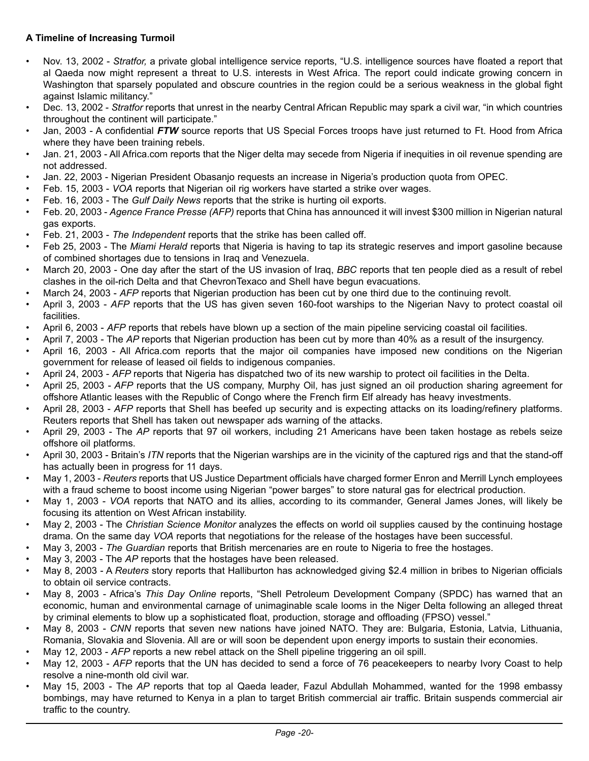**A Timeline of Increasing Turmoil**

- Nov. 13, 2002 - *Stratfor,* a private global intelligence service reports, "U.S. intelligence sources have floated a report that al Qaeda now might represent a threat to U.S. interests in West Africa. The report could indicate growing concern in Washington that sparsely populated and obscure countries in the region could be a serious weakness in the global fight against Islamic militancy."
- Dec. 13, 2002 - *Stratfor* reports that unrest in the nearby Central African Republic may spark a civil war, "in which countries throughout the continent will participate."
- Jan, 2003 - A confidential ***FTW*** source reports that US Special Forces troops have just returned to Ft. Hood from Africa where they have been training rebels.
- Jan. 21, 2003 - All Africa.com reports that the Niger delta may secede from Nigeria if inequities in oil revenue spending are not addressed.
- Jan. 22, 2003 - Nigerian President Obasanjo requests an increase in Nigeria's production quota from OPEC.
- Feb. 15, 2003 - *VOA* reports that Nigerian oil rig workers have started a strike over wages.
- Feb. 16, 2003 - The *Gulf Daily News* reports that the strike is hurting oil exports.
- Feb. 20, 2003 - *Agence France Presse (AFP)* reports that China has announced it will invest $300 million in Nigerian natural gas exports.
- Feb. 21, 2003 - *The Independent* reports that the strike has been called off.
- Feb 25, 2003 - The *Miami Herald* reports that Nigeria is having to tap its strategic reserves and import gasoline because of combined shortages due to tensions in Iraq and Venezuela.
- March 20, 2003 - One day after the start of the US invasion of Iraq, *BBC* reports that ten people died as a result of rebel clashes in the oil-rich Delta and that ChevronTexaco and Shell have begun evacuations.
- March 24, 2003 - *AFP* reports that Nigerian production has been cut by one third due to the continuing revolt.
- April 3, 2003 - *AFP* reports that the US has given seven 160-foot warships to the Nigerian Navy to protect coastal oil facilities.
- April 6, 2003 - *AFP* reports that rebels have blown up a section of the main pipeline servicing coastal oil facilities.
- April 7, 2003 - The *AP* reports that Nigerian production has been cut by more than 40% as a result of the insurgency.
- April 16, 2003 - All Africa.com reports that the major oil companies have imposed new conditions on the Nigerian government for release of leased oil fields to indigenous companies.
- April 24, 2003 - *AFP* reports that Nigeria has dispatched two of its new warship to protect oil facilities in the Delta.
- April 25, 2003 - *AFP* reports that the US company, Murphy Oil, has just signed an oil production sharing agreement for offshore Atlantic leases with the Republic of Congo where the French firm Elf already has heavy investments.
- April 28, 2003 - *AFP* reports that Shell has beefed up security and is expecting attacks on its loading/refinery platforms. Reuters reports that Shell has taken out newspaper ads warning of the attacks.
- April 29, 2003 - The *AP* reports that 97 oil workers, including 21 Americans have been taken hostage as rebels seize offshore oil platforms.
- April 30, 2003 - Britain's *ITN* reports that the Nigerian warships are in the vicinity of the captured rigs and that the stand-off has actually been in progress for 11 days.
- May 1, 2003 - *Reuters* reports that US Justice Department officials have charged former Enron and Merrill Lynch employees with a fraud scheme to boost income using Nigerian "power barges" to store natural gas for electrical production.
- May 1, 2003 - *VOA* reports that NATO and its allies, according to its commander, General James Jones, will likely be focusing its attention on West African instability.
- May 2, 2003 - The *Christian Science Monitor* analyzes the effects on world oil supplies caused by the continuing hostage drama. On the same day *VOA* reports that negotiations for the release of the hostages have been successful.
- May 3, 2003 - *The Guardian* reports that British mercenaries are en route to Nigeria to free the hostages.
- May 3, 2003 - The *AP* reports that the hostages have been released.
- May 8, 2003 - A *Reuters* story reports that Halliburton has acknowledged giving $2.4 million in bribes to Nigerian officials to obtain oil service contracts.
- May 8, 2003 - Africa's *This Day Online* reports, "Shell Petroleum Development Company (SPDC) has warned that an economic, human and environmental carnage of unimaginable scale looms in the Niger Delta following an alleged threat by criminal elements to blow up a sophisticated float, production, storage and offloading (FPSO) vessel."
- May 8, 2003 - *CNN* reports that seven new nations have joined NATO. They are: Bulgaria, Estonia, Latvia, Lithuania, Romania, Slovakia and Slovenia. All are or will soon be dependent upon energy imports to sustain their economies.
- May 12, 2003 - *AFP* reports a new rebel attack on the Shell pipeline triggering an oil spill.
- May 12, 2003 - *AFP* reports that the UN has decided to send a force of 76 peacekeepers to nearby Ivory Coast to help resolve a nine-month old civil war.
- May 15, 2003 - The *AP* reports that top al Qaeda leader, Fazul Abdullah Mohammed, wanted for the 1998 embassy bombings, may have returned to Kenya in a plan to target British commercial air traffic. Britain suspends commercial air traffic to the country.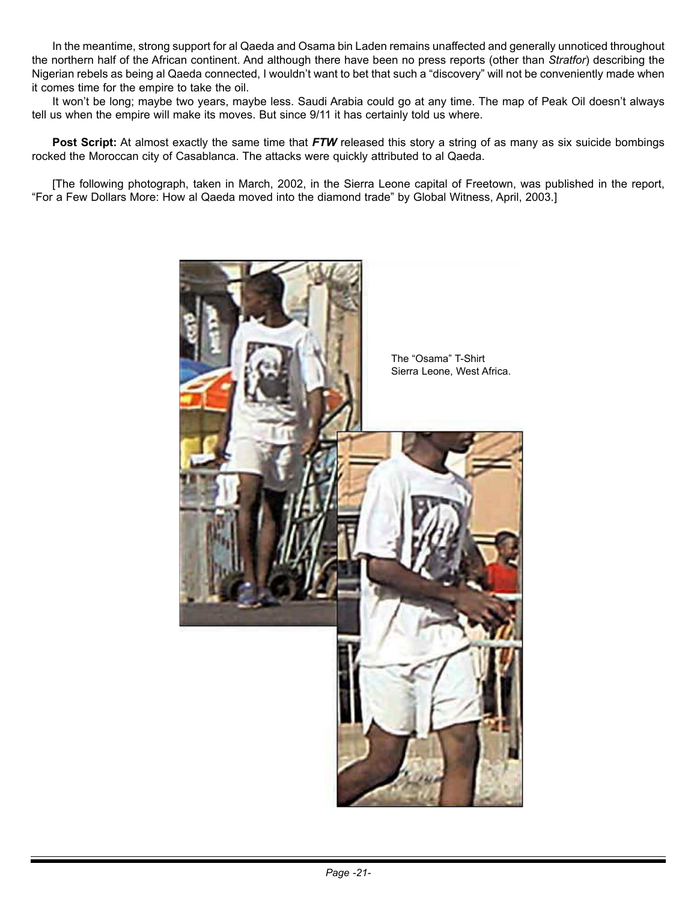In the meantime, strong support for al Qaeda and Osama bin Laden remains unaffected and generally unnoticed throughout the northern half of the African continent. And although there have been no press reports (other than *Stratfor*) describing the Nigerian rebels as being al Qaeda connected, I wouldn't want to bet that such a "discovery" will not be conveniently made when it comes time for the empire to take the oil.

It won't be long; maybe two years, maybe less. Saudi Arabia could go at any time. The map of Peak Oil doesn't always tell us when the empire will make its moves. But since 9/11 it has certainly told us where.

**Post Script:** At almost exactly the same time that ***FTW*** released this story a string of as many as six suicide bombings rocked the Moroccan city of Casablanca. The attacks were quickly attributed to al Qaeda.

[The following photograph, taken in March, 2002, in the Sierra Leone capital of Freetown, was published in the report, "For a Few Dollars More: How al Qaeda moved into the diamond trade" by Global Witness, April, 2003.]

The "Osama" T-Shirt
Sierra Leone, West Africa.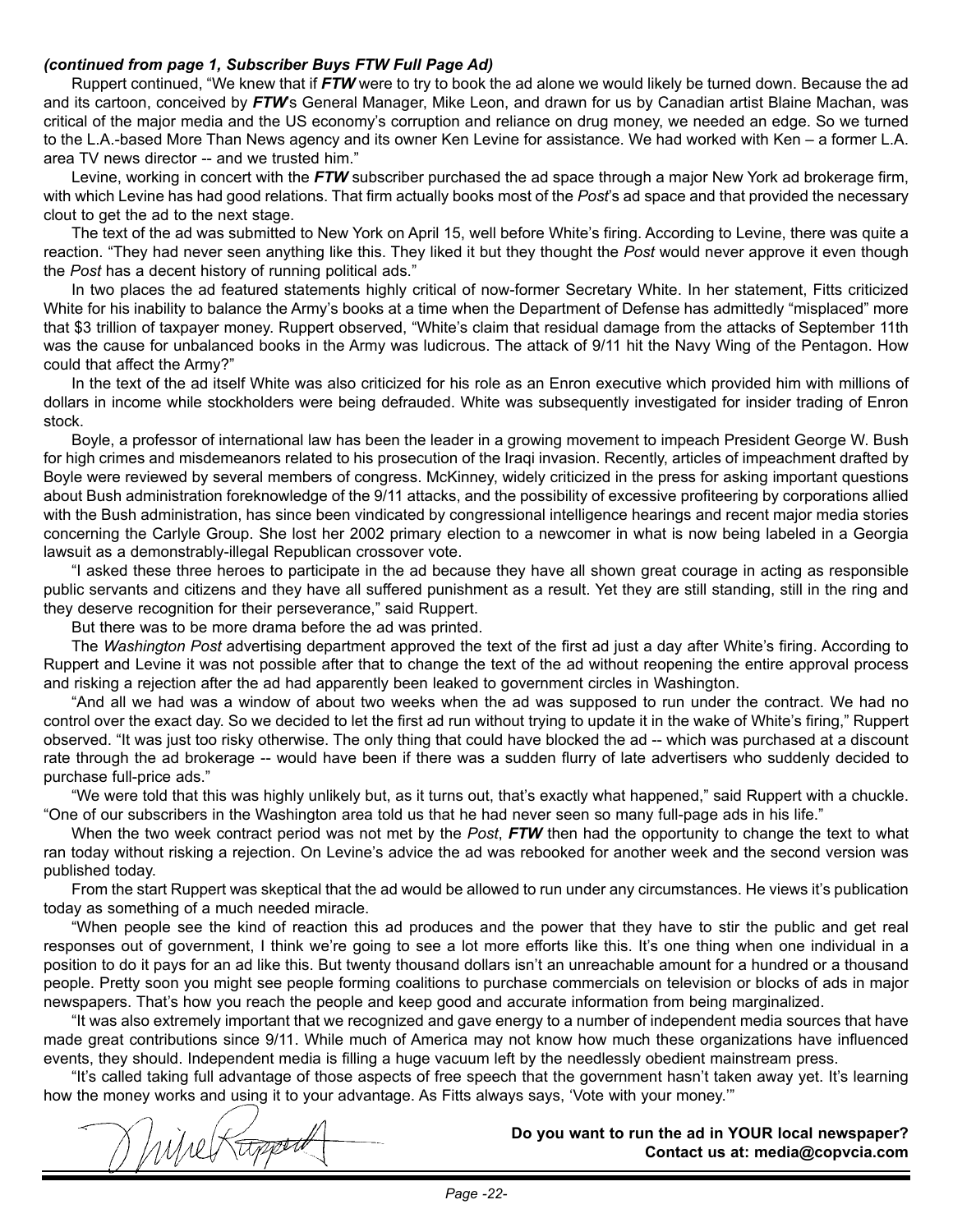***(continued from page 1, Subscriber Buys FTW Full Page Ad)***

Ruppert continued, "We knew that if ***FTW*** were to try to book the ad alone we would likely be turned down. Because the ad and its cartoon, conceived by ***FTW***'s General Manager, Mike Leon, and drawn for us by Canadian artist Blaine Machan, was critical of the major media and the US economy's corruption and reliance on drug money, we needed an edge. So we turned to the L.A.-based More Than News agency and its owner Ken Levine for assistance. We had worked with Ken – a former L.A. area TV news director -- and we trusted him."

Levine, working in concert with the ***FTW*** subscriber purchased the ad space through a major New York ad brokerage firm, with which Levine has had good relations. That firm actually books most of the *Post*'s ad space and that provided the necessary clout to get the ad to the next stage.

The text of the ad was submitted to New York on April 15, well before White's firing. According to Levine, there was quite a reaction. "They had never seen anything like this. They liked it but they thought the *Post* would never approve it even though the *Post* has a decent history of running political ads."

In two places the ad featured statements highly critical of now-former Secretary White. In her statement, Fitts criticized White for his inability to balance the Army's books at a time when the Department of Defense has admittedly "misplaced" more that $3 trillion of taxpayer money. Ruppert observed, "White's claim that residual damage from the attacks of September 11th was the cause for unbalanced books in the Army was ludicrous. The attack of 9/11 hit the Navy Wing of the Pentagon. How could that affect the Army?"

In the text of the ad itself White was also criticized for his role as an Enron executive which provided him with millions of dollars in income while stockholders were being defrauded. White was subsequently investigated for insider trading of Enron stock.

Boyle, a professor of international law has been the leader in a growing movement to impeach President George W. Bush for high crimes and misdemeanors related to his prosecution of the Iraqi invasion. Recently, articles of impeachment drafted by Boyle were reviewed by several members of congress. McKinney, widely criticized in the press for asking important questions about Bush administration foreknowledge of the 9/11 attacks, and the possibility of excessive profiteering by corporations allied with the Bush administration, has since been vindicated by congressional intelligence hearings and recent major media stories concerning the Carlyle Group. She lost her 2002 primary election to a newcomer in what is now being labeled in a Georgia lawsuit as a demonstrably-illegal Republican crossover vote.

"I asked these three heroes to participate in the ad because they have all shown great courage in acting as responsible public servants and citizens and they have all suffered punishment as a result. Yet they are still standing, still in the ring and they deserve recognition for their perseverance," said Ruppert.

But there was to be more drama before the ad was printed.

The *Washington Post* advertising department approved the text of the first ad just a day after White's firing. According to Ruppert and Levine it was not possible after that to change the text of the ad without reopening the entire approval process and risking a rejection after the ad had apparently been leaked to government circles in Washington.

"And all we had was a window of about two weeks when the ad was supposed to run under the contract. We had no control over the exact day. So we decided to let the first ad run without trying to update it in the wake of White's firing," Ruppert observed. "It was just too risky otherwise. The only thing that could have blocked the ad -- which was purchased at a discount rate through the ad brokerage -- would have been if there was a sudden flurry of late advertisers who suddenly decided to purchase full-price ads."

"We were told that this was highly unlikely but, as it turns out, that's exactly what happened," said Ruppert with a chuckle. "One of our subscribers in the Washington area told us that he had never seen so many full-page ads in his life."

When the two week contract period was not met by the *Post*, ***FTW*** then had the opportunity to change the text to what ran today without risking a rejection. On Levine's advice the ad was rebooked for another week and the second version was published today.

From the start Ruppert was skeptical that the ad would be allowed to run under any circumstances. He views it's publication today as something of a much needed miracle.

"When people see the kind of reaction this ad produces and the power that they have to stir the public and get real responses out of government, I think we're going to see a lot more efforts like this. It's one thing when one individual in a position to do it pays for an ad like this. But twenty thousand dollars isn't an unreachable amount for a hundred or a thousand people. Pretty soon you might see people forming coalitions to purchase commercials on television or blocks of ads in major newspapers. That's how you reach the people and keep good and accurate information from being marginalized.

"It was also extremely important that we recognized and gave energy to a number of independent media sources that have made great contributions since 9/11. While much of America may not know how much these organizations have influenced events, they should. Independent media is filling a huge vacuum left by the needlessly obedient mainstream press.

"It's called taking full advantage of those aspects of free speech that the government hasn't taken away yet. It's learning how the money works and using it to your advantage. As Fitts always says, 'Vote with your money.'"

Mike Ruppert

**Do you want to run the ad in YOUR local newspaper?**
**Contact us at: media@copvcia.com**